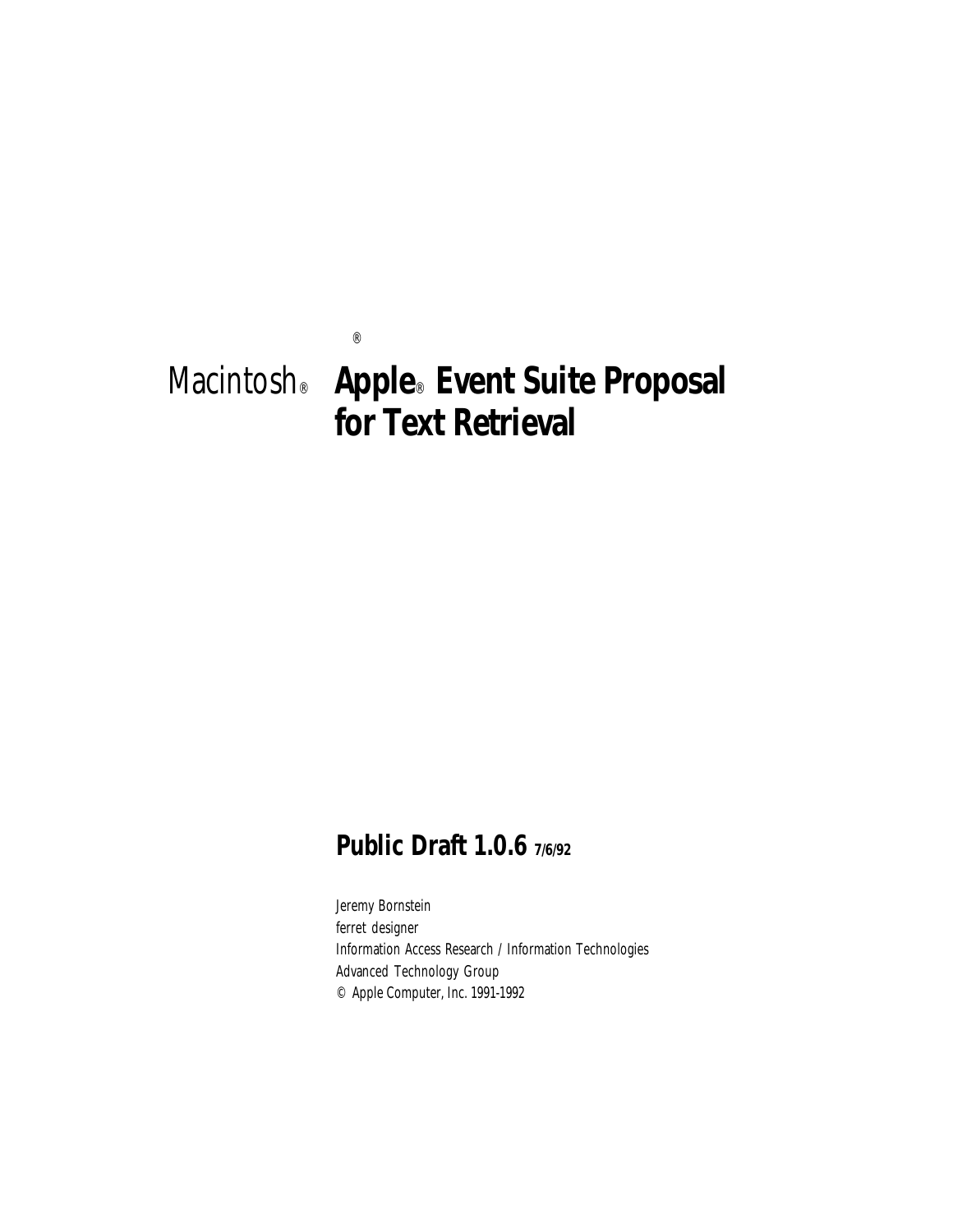# Macintosh® Apple® Event Suite Proposal for Text Retrieval

## Public Draft 1.0.6 7/6/92

Jeremy Bornstein
ferret designer
Information Access Research / Information Technologies
Advanced Technology Group
© Apple Computer, Inc. 1991-1992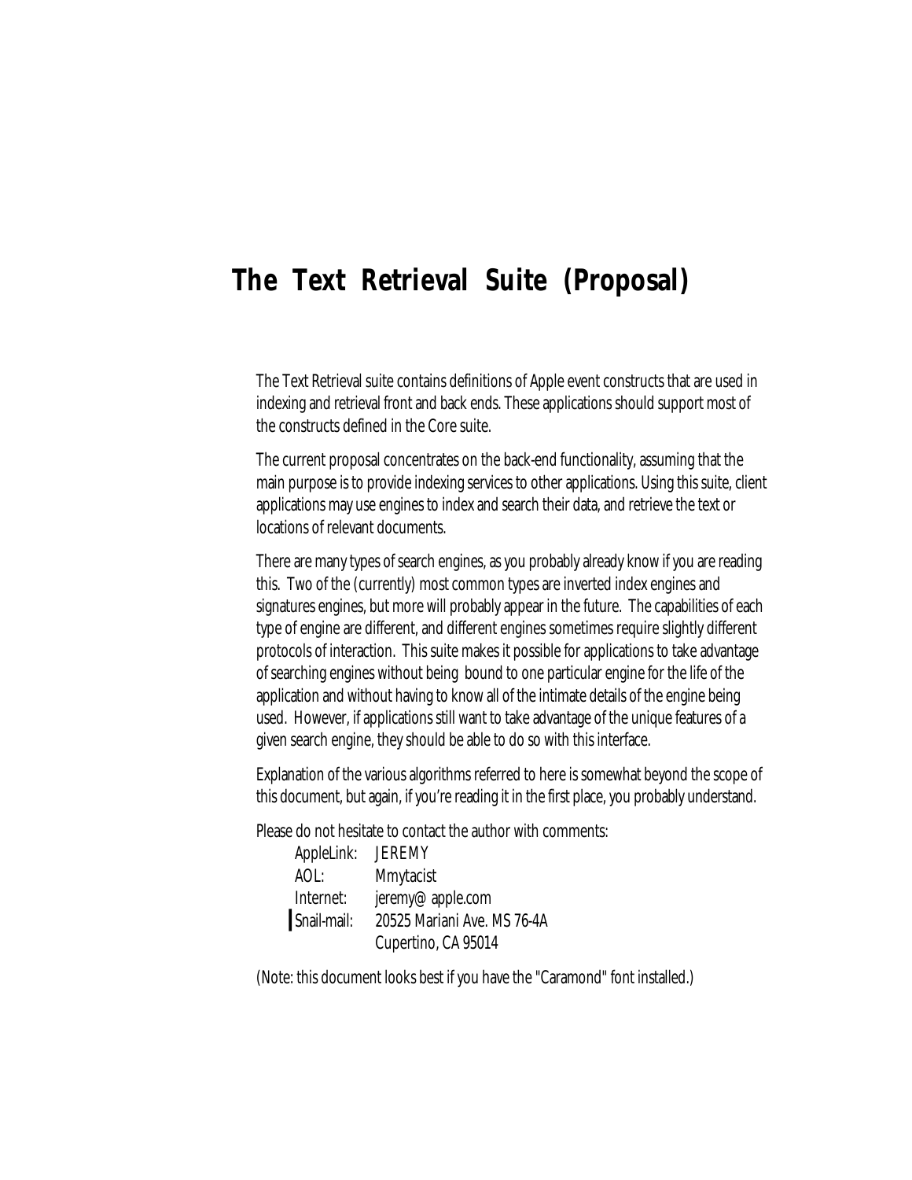# The Text Retrieval Suite (Proposal)

The Text Retrieval suite contains definitions of Apple event constructs that are used in indexing and retrieval front and back ends. These applications should support most of the constructs defined in the Core suite.

The current proposal concentrates on the back-end functionality, assuming that the main purpose is to provide indexing services to other applications. Using this suite, client applications may use engines to index and search their data, and retrieve the text or locations of relevant documents.

There are many types of search engines, as you probably already know if you are reading this. Two of the (currently) most common types are inverted index engines and signatures engines, but more will probably appear in the future. The capabilities of each type of engine are different, and different engines sometimes require slightly different protocols of interaction. This suite makes it possible for applications to take advantage of searching engines without being bound to one particular engine for the life of the application and without having to know all of the intimate details of the engine being used. However, if applications still want to take advantage of the unique features of a given search engine, they should be able to do so with this interface.

Explanation of the various algorithms referred to here is somewhat beyond the scope of this document, but again, if you're reading it in the first place, you probably understand.

Please do not hesitate to contact the author with comments:

| | |
|---|---|
| AppleLink: | JEREMY |
| AOL: | Mmytacist |
| Internet: | jeremy@apple.com |
| Snail-mail: | 20525 Mariani Ave. MS 76-4A |
| | Cupertino, CA 95014 |

(Note: this document looks best if you have the "Caramond" font installed.)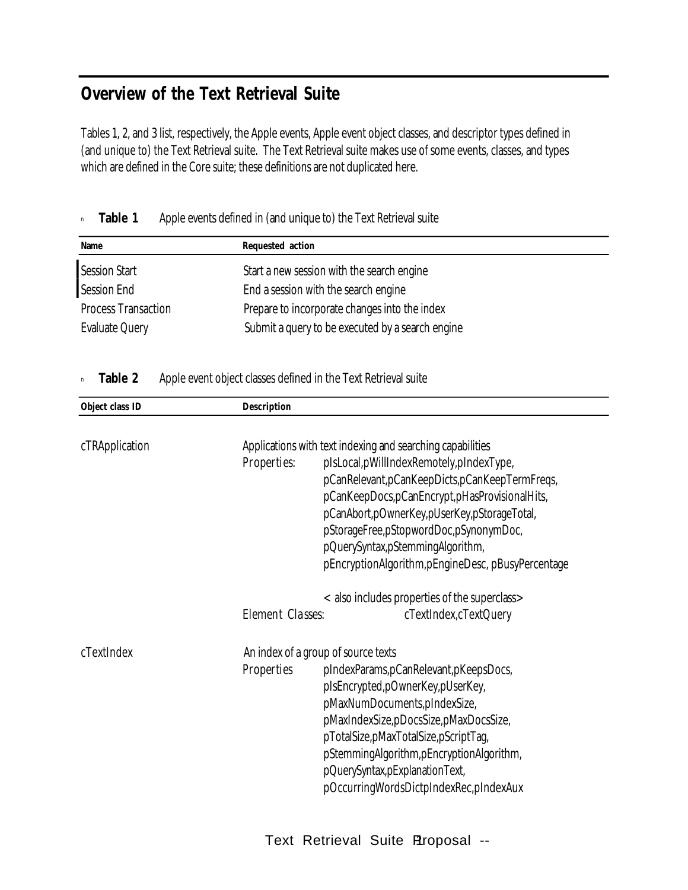## Overview of the Text Retrieval Suite

Tables 1, 2, and 3 list, respectively, the Apple events, Apple event object classes, and descriptor types defined in (and unique to) the Text Retrieval suite. The Text Retrieval suite makes use of some events, classes, and types which are defined in the Core suite; these definitions are not duplicated here.

**Table 1** Apple events defined in (and unique to) the Text Retrieval suite

| Name | Requested action |
|---|---|
| Session Start | Start a new session with the search engine |
| Session End | End a session with the search engine |
| Process Transaction | Prepare to incorporate changes into the index |
| Evaluate Query | Submit a query to be executed by a search engine |

**Table 2** Apple event object classes defined in the Text Retrieval suite

| Object class ID | Description | |
|---|---|---|
| cTRApplication | Applications with text indexing and searching capabilities | |
| | Properties: | pIsLocal,pWillIndexRemotely,pIndexType, pCanRelevant,pCanKeepDicts,pCanKeepTermFreqs, pCanKeepDocs,pCanEncrypt,pHasProvisionalHits, pCanAbort,pOwnerKey,pUserKey,pStorageTotal, pStorageFree,pStopwordDoc,pSynonymDoc, pQuerySyntax,pStemmingAlgorithm, pEncryptionAlgorithm,pEngineDesc, pBusyPercentage<br><br>< also includes properties of the superclass> |
| | Element Classes: | cTextIndex,cTextQuery |
| cTextIndex | An index of a group of source texts | |
| | Properties | pIndexParams,pCanRelevant,pKeepsDocs, pIsEncrypted,pOwnerKey,pUserKey, pMaxNumDocuments,pIndexSize, pMaxIndexSize,pDocsSize,pMaxDocsSize, pTotalSize,pMaxTotalSize,pScriptTag, pStemmingAlgorithm,pEncryptionAlgorithm, pQuerySyntax,pExplanationText, pOccurringWordsDictpIndexRec,pIndexAux |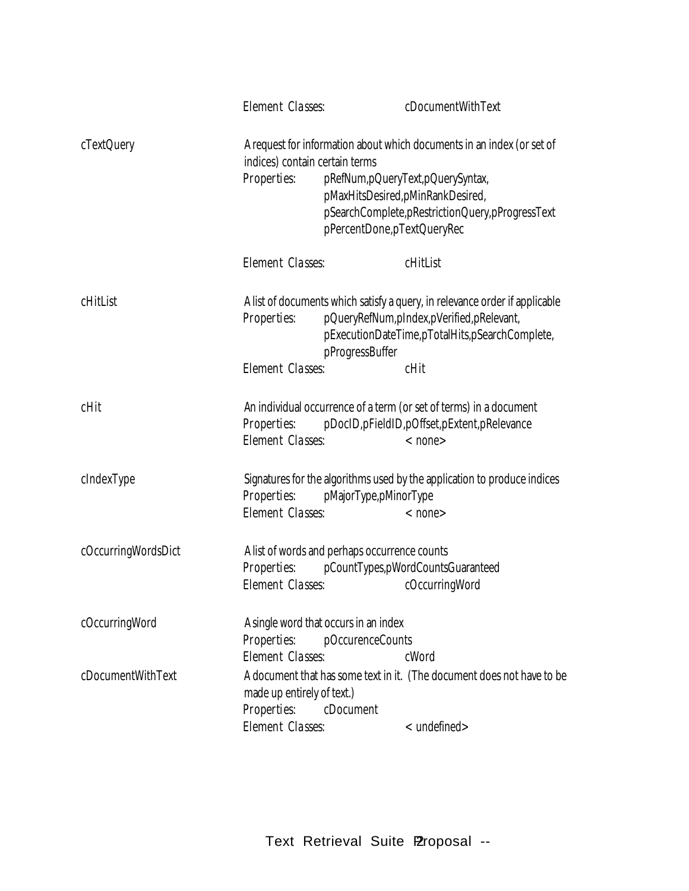| | | |
|---|---|---|
| | Element Classes: | cDocumentWithText |
| cTextQuery | A request for information about which documents in an index (or set of indices) contain certain terms<br>Properties: pRefNum,pQueryText,pQuerySyntax, pMaxHitsDesired,pMinRankDesired, pSearchComplete,pRestrictionQuery,pProgressText pPercentDone,pTextQueryRec | |
| | Element Classes: | cHitList |
| cHitList | A list of documents which satisfy a query, in relevance order if applicable<br>Properties: pQueryRefNum,pIndex,pVerified,pRelevant, pExecutionDateTime,pTotalHits,pSearchComplete, pProgressBuffer | |
| | Element Classes: | cHit |
| cHit | An individual occurrence of a term (or set of terms) in a document<br>Properties: pDocID,pFieldID,pOffset,pExtent,pRelevance | |
| | Element Classes: | < none> |
| cIndexType | Signatures for the algorithms used by the application to produce indices<br>Properties: pMajorType,pMinorType | |
| | Element Classes: | < none> |
| cOccurringWordsDict | A list of words and perhaps occurrence counts<br>Properties: pCountTypes,pWordCountsGuaranteed | |
| | Element Classes: | cOccurringWord |
| cOccurringWord | A single word that occurs in an index<br>Properties: pOccurenceCounts | |
| | Element Classes: | cWord |
| cDocumentWithText | A document that has some text in it. (The document does not have to be made up entirely of text.)<br>Properties: cDocument | |
| | Element Classes: | < undefined> |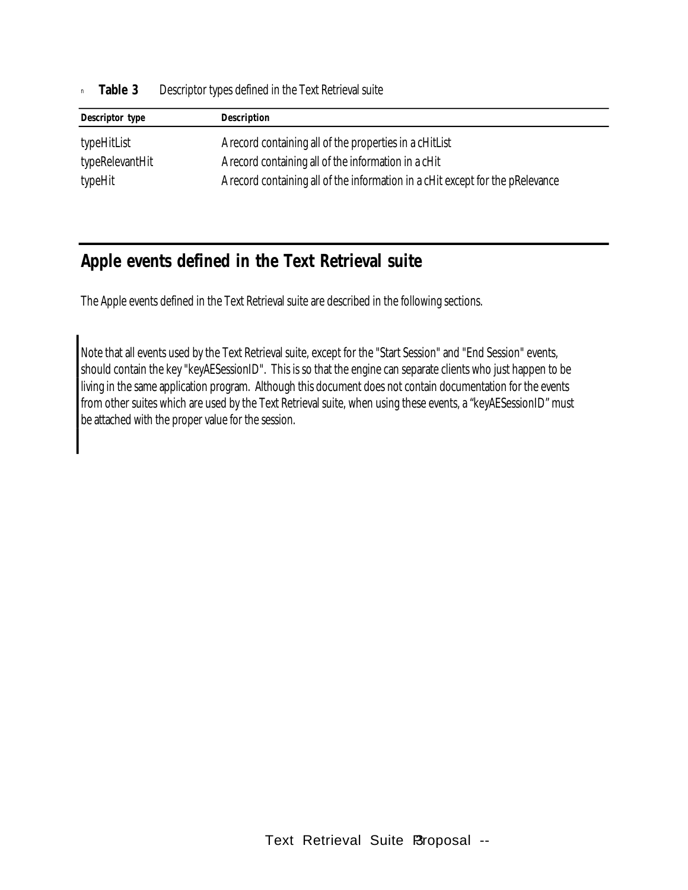**Table 3** Descriptor types defined in the Text Retrieval suite

| Descriptor type | Description |
|---|---|
| typeHitList | A record containing all of the properties in a cHitList |
| typeRelevantHit | A record containing all of the information in a cHit |
| typeHit | A record containing all of the information in a cHit except for the pRelevance |

## Apple events defined in the Text Retrieval suite

The Apple events defined in the Text Retrieval suite are described in the following sections.

Note that all events used by the Text Retrieval suite, except for the "Start Session" and "End Session" events, should contain the key "keyAESessionID". This is so that the engine can separate clients who just happen to be living in the same application program. Although this document does not contain documentation for the events from other suites which are used by the Text Retrieval suite, when using these events, a "keyAESessionID" must be attached with the proper value for the session.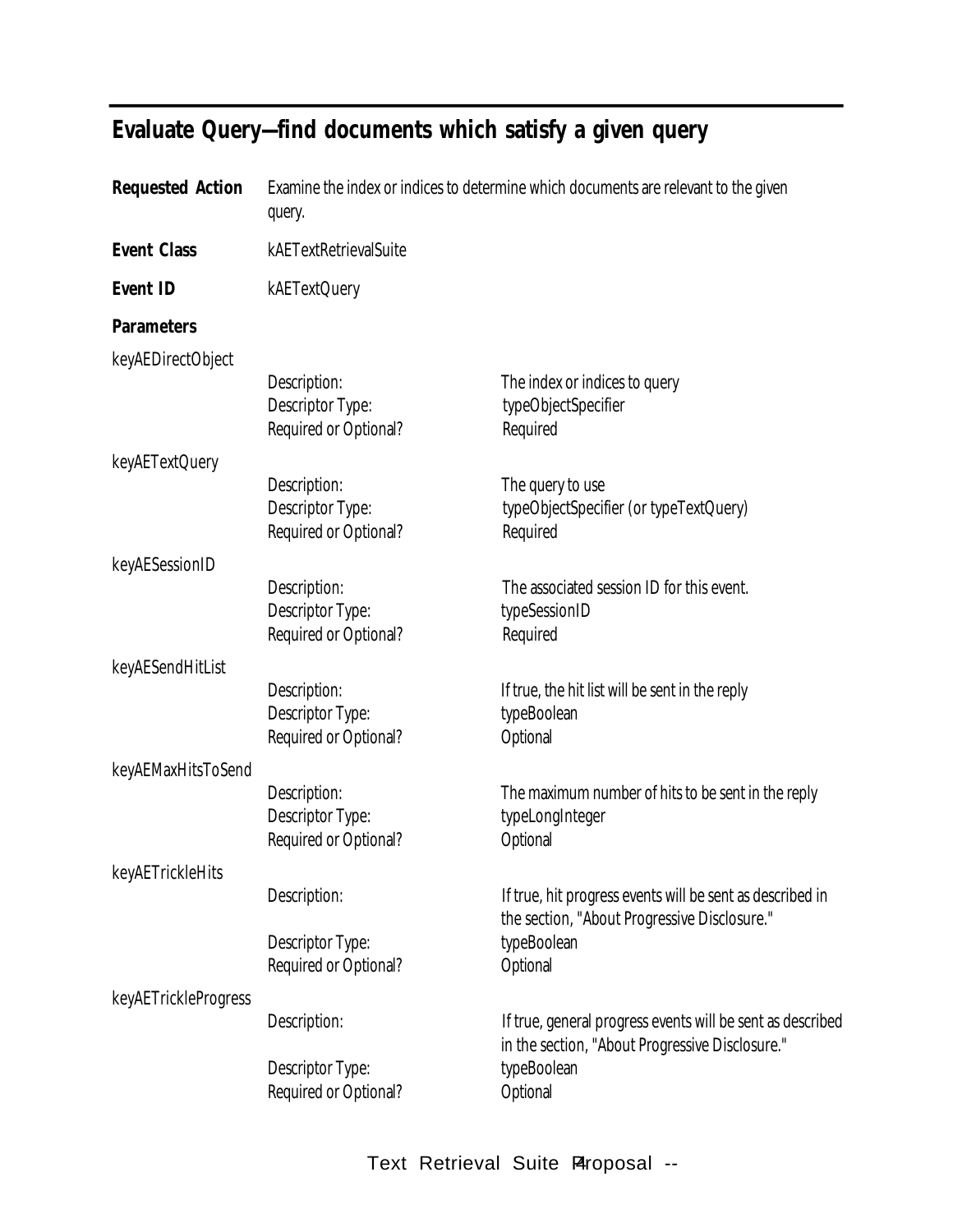## Evaluate Query—find documents which satisfy a given query

**Requested Action** Examine the index or indices to determine which documents are relevant to the given query.

**Event Class** kAETextRetrievalSuite

**Event ID** kAETextQuery

**Parameters**

keyAEDirectObject

| | |
|---|---|
| Description: | The index or indices to query |
| Descriptor Type: | typeObjectSpecifier |
| Required or Optional? | Required |

keyAETextQuery

| | |
|---|---|
| Description: | The query to use |
| Descriptor Type: | typeObjectSpecifier (or typeTextQuery) |
| Required or Optional? | Required |

keyAESessionID

| | |
|---|---|
| Description: | The associated session ID for this event. |
| Descriptor Type: | typeSessionID |
| Required or Optional? | Required |

keyAESendHitList

| | |
|---|---|
| Description: | If true, the hit list will be sent in the reply |
| Descriptor Type: | typeBoolean |
| Required or Optional? | Optional |

keyAEMaxHitsToSend

| | |
|---|---|
| Description: | The maximum number of hits to be sent in the reply |
| Descriptor Type: | typeLongInteger |
| Required or Optional? | Optional |

keyAETrickleHits

| | |
|---|---|
| Description: | If true, hit progress events will be sent as described in the section, "About Progressive Disclosure." |
| Descriptor Type: | typeBoolean |
| Required or Optional? | Optional |

keyAETrickleProgress

| | |
|---|---|
| Description: | If true, general progress events will be sent as described in the section, "About Progressive Disclosure." |
| Descriptor Type: | typeBoolean |
| Required or Optional? | Optional |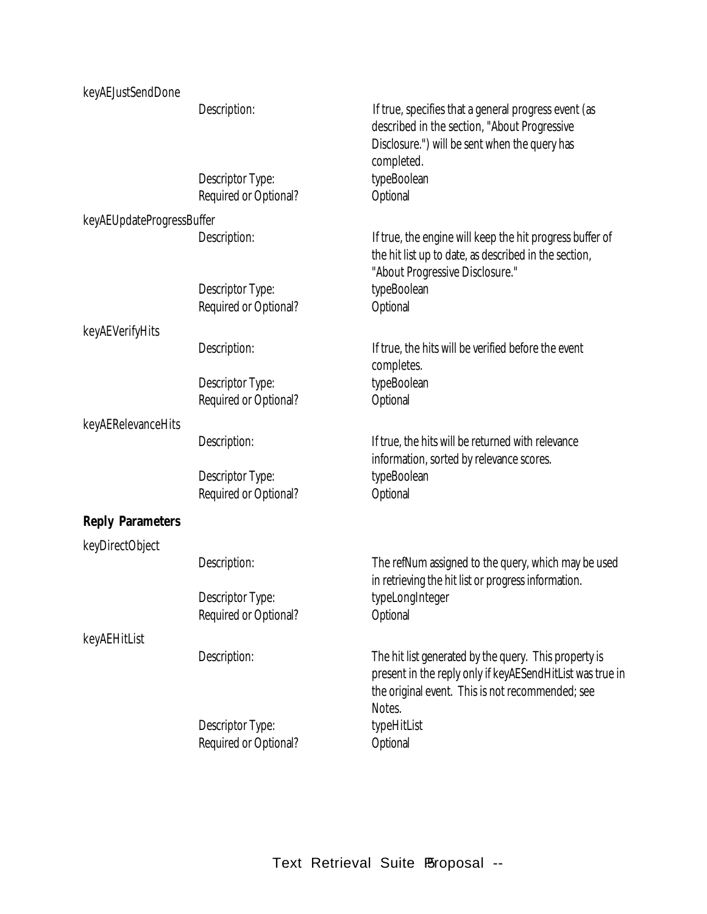keyAEJustSendDone

| | |
|---|---|
| Description: | If true, specifies that a general progress event (as described in the section, "About Progressive Disclosure.") will be sent when the query has completed. |
| Descriptor Type: | typeBoolean |
| Required or Optional? | Optional |

keyAEUpdateProgressBuffer

| | |
|---|---|
| Description: | If true, the engine will keep the hit progress buffer of the hit list up to date, as described in the section, "About Progressive Disclosure." |
| Descriptor Type: | typeBoolean |
| Required or Optional? | Optional |

keyAEVerifyHits

| | |
|---|---|
| Description: | If true, the hits will be verified before the event completes. |
| Descriptor Type: | typeBoolean |
| Required or Optional? | Optional |

keyAERelevanceHits

| | |
|---|---|
| Description: | If true, the hits will be returned with relevance information, sorted by relevance scores. |
| Descriptor Type: | typeBoolean |
| Required or Optional? | Optional |

**Reply Parameters**

keyDirectObject

| | |
|---|---|
| Description: | The refNum assigned to the query, which may be used in retrieving the hit list or progress information. |
| Descriptor Type: | typeLongInteger |
| Required or Optional? | Optional |

keyAEHitList

| | |
|---|---|
| Description: | The hit list generated by the query. This property is present in the reply only if keyAESendHitList was true in the original event. This is not recommended; see Notes. |
| Descriptor Type: | typeHitList |
| Required or Optional? | Optional |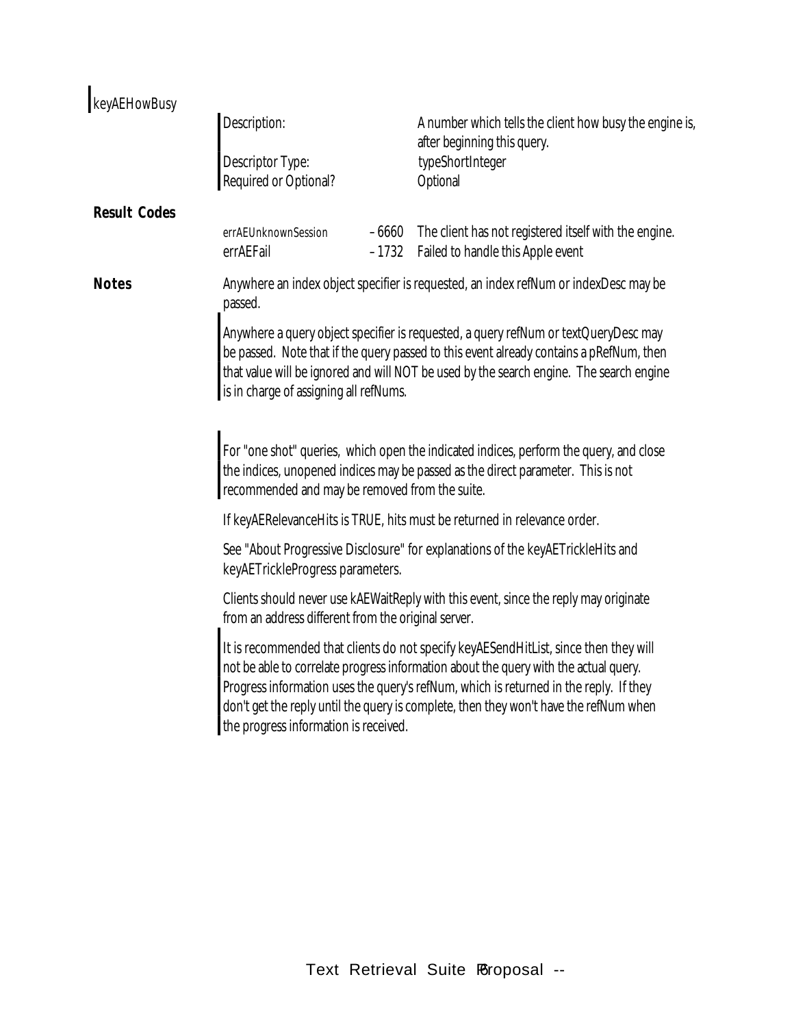keyAEHowBusy

| | |
|---|---|
| Description: | A number which tells the client how busy the engine is, after beginning this query. |
| Descriptor Type: | typeShortInteger |
| Required or Optional? | Optional |

**Result Codes**

| | | |
|---|---|---|
| errAEUnknownSession | –6660 | The client has not registered itself with the engine. |
| errAEFail | –1732 | Failed to handle this Apple event |

**Notes**

Anywhere an index object specifier is requested, an index refNum or indexDesc may be passed.

Anywhere a query object specifier is requested, a query refNum or textQueryDesc may be passed. Note that if the query passed to this event already contains a pRefNum, then that value will be ignored and will NOT be used by the search engine. The search engine is in charge of assigning all refNums.

For "one shot" queries, which open the indicated indices, perform the query, and close the indices, unopened indices may be passed as the direct parameter. This is not recommended and may be removed from the suite.

If keyAERelevanceHits is TRUE, hits must be returned in relevance order.

See "About Progressive Disclosure" for explanations of the keyAETrickleHits and keyAETrickleProgress parameters.

Clients should never use kAEWaitReply with this event, since the reply may originate from an address different from the original server.

It is recommended that clients do not specify keyAESendHitList, since then they will not be able to correlate progress information about the query with the actual query. Progress information uses the query's refNum, which is returned in the reply. If they don't get the reply until the query is complete, then they won't have the refNum when the progress information is received.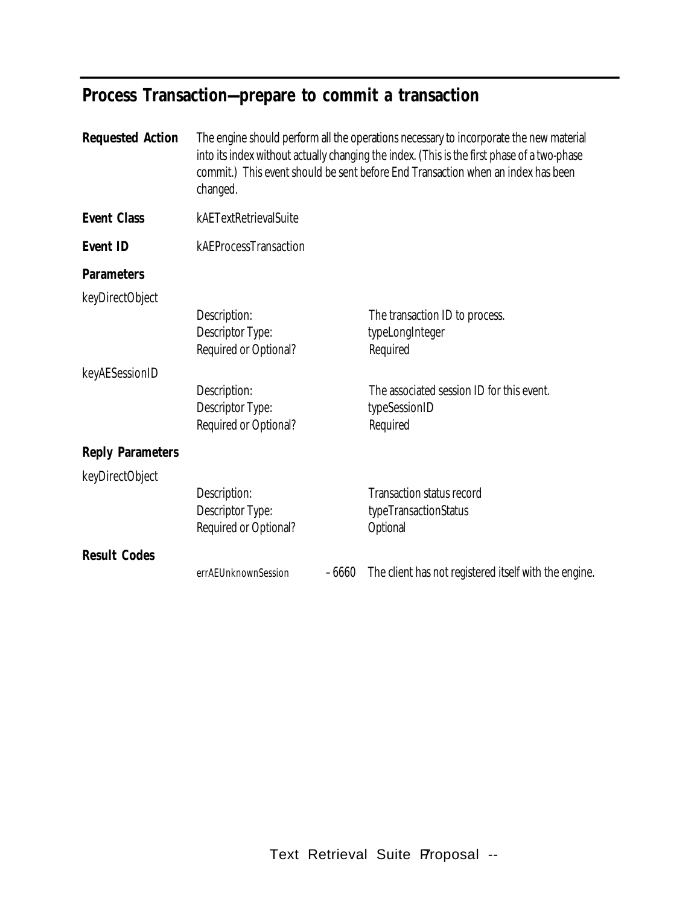## Process Transaction—prepare to commit a transaction

**Requested Action** The engine should perform all the operations necessary to incorporate the new material into its index without actually changing the index. (This is the first phase of a two-phase commit.) This event should be sent before End Transaction when an index has been changed.

**Event Class** kAETextRetrievalSuite

**Event ID** kAEProcessTransaction

**Parameters**

keyDirectObject

| | |
|---|---|
| Description: | The transaction ID to process. |
| Descriptor Type: | typeLongInteger |
| Required or Optional? | Required |

keyAESessionID

| | |
|---|---|
| Description: | The associated session ID for this event. |
| Descriptor Type: | typeSessionID |
| Required or Optional? | Required |

**Reply Parameters**

keyDirectObject

| | |
|---|---|
| Description: | Transaction status record |
| Descriptor Type: | typeTransactionStatus |
| Required or Optional? | Optional |

**Result Codes**

| | | |
|---|---|---|
| errAEUnknownSession | –6660 | The client has not registered itself with the engine. |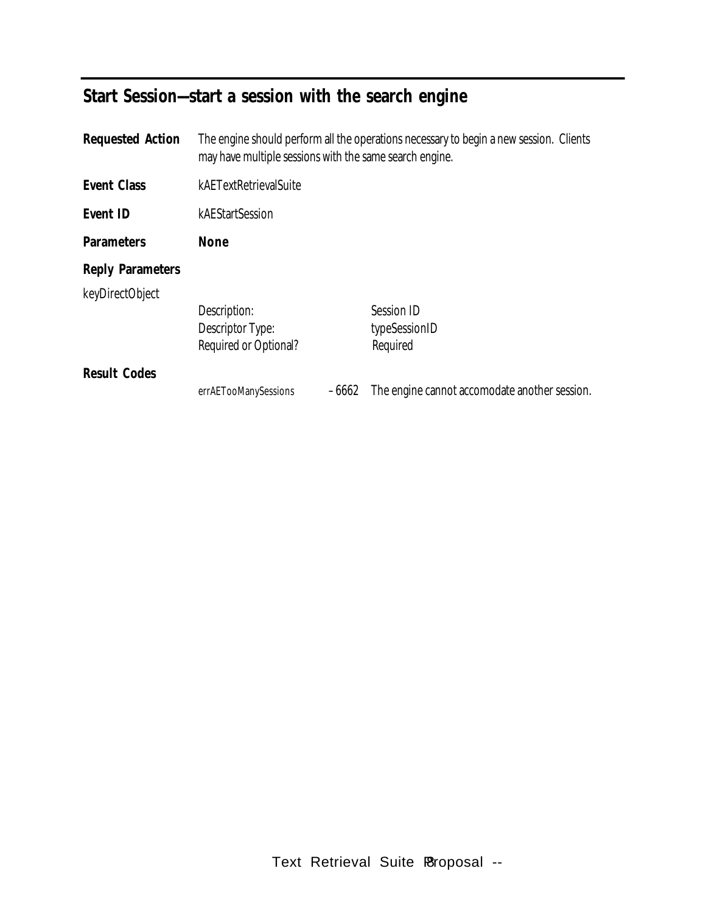## Start Session—start a session with the search engine

**Requested Action** The engine should perform all the operations necessary to begin a new session. Clients may have multiple sessions with the same search engine.

**Event Class** kAETextRetrievalSuite

**Event ID** kAEStartSession

**Parameters** **None**

**Reply Parameters**

keyDirectObject

| | |
|---|---|
| Description: | Session ID |
| Descriptor Type: | typeSessionID |
| Required or Optional? | Required |

**Result Codes**

| | | |
|---|---|---|
| errAETooManySessions | –6662 | The engine cannot accomodate another session. |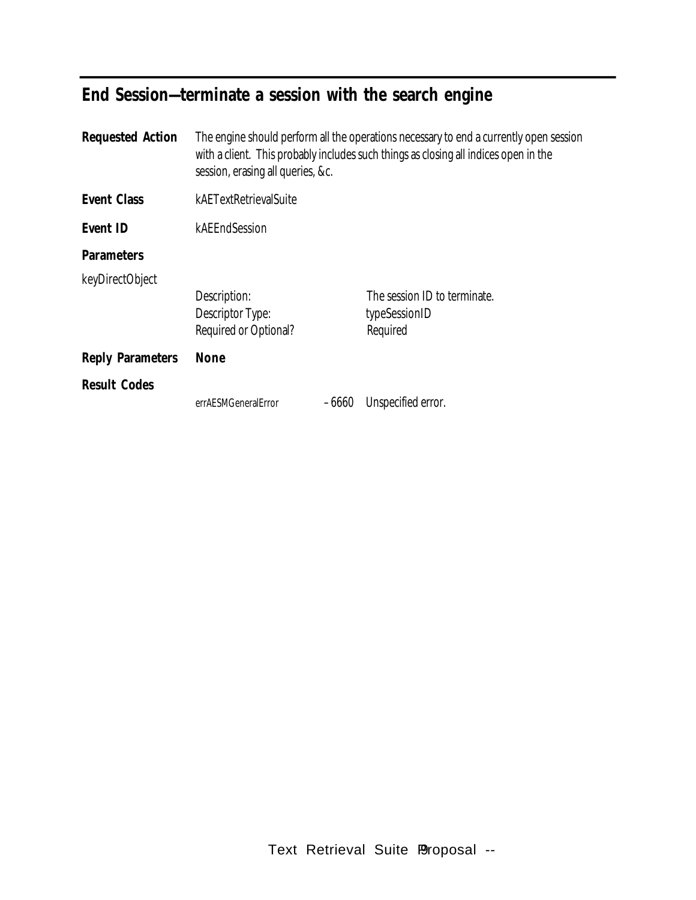## End Session—terminate a session with the search engine

**Requested Action** The engine should perform all the operations necessary to end a currently open session with a client. This probably includes such things as closing all indices open in the session, erasing all queries, &c.

**Event Class** kAETextRetrievalSuite

**Event ID** kAEEndSession

**Parameters**

keyDirectObject

| | |
|---|---|
| Description: | The session ID to terminate. |
| Descriptor Type: | typeSessionID |
| Required or Optional? | Required |

**Reply Parameters** **None**

**Result Codes**

| | | |
|---|---|---|
| errAESMGeneralError | –6660 | Unspecified error. |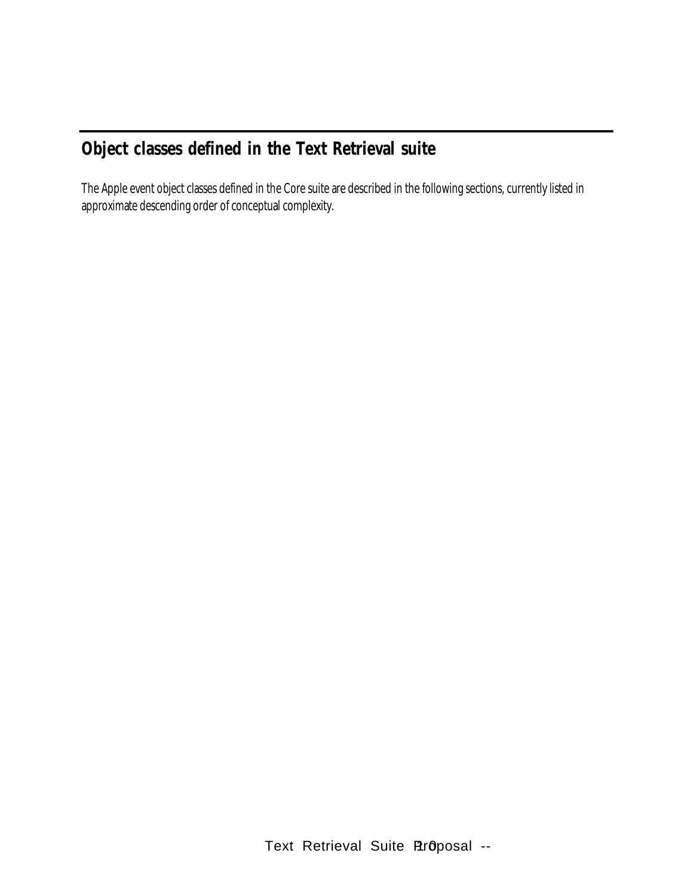## Object classes defined in the Text Retrieval suite

The Apple event object classes defined in the Core suite are described in the following sections, currently listed in approximate descending order of conceptual complexity.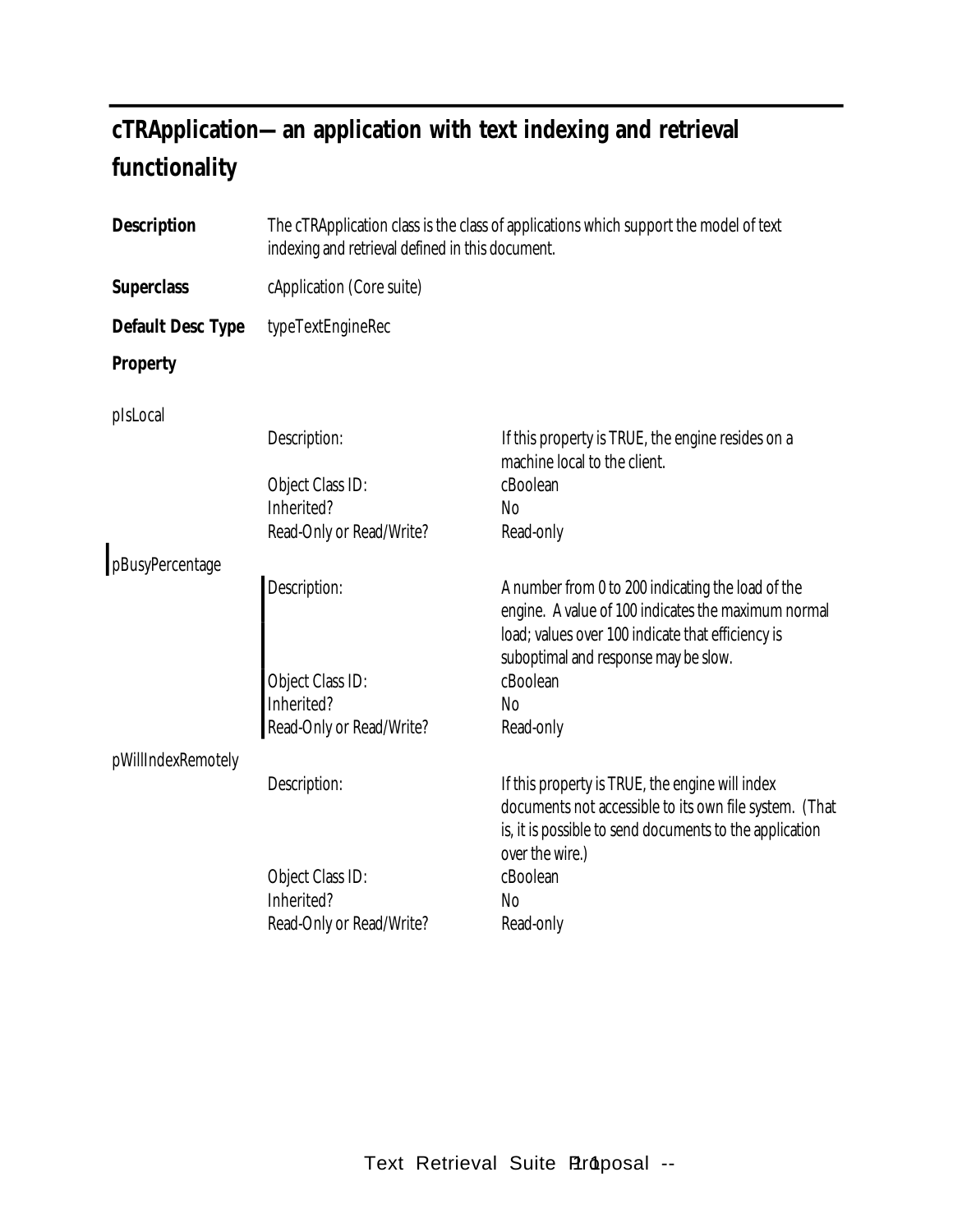## cTRApplication—an application with text indexing and retrieval functionality

**Description** The cTRApplication class is the class of applications which support the model of text indexing and retrieval defined in this document.

**Superclass** cApplication (Core suite)

**Default Desc Type** typeTextEngineRec

**Property**

pIsLocal

| | |
|---|---|
| Description: | If this property is TRUE, the engine resides on a machine local to the client. |
| Object Class ID: | cBoolean |
| Inherited? | No |
| Read-Only or Read/Write? | Read-only |

pBusyPercentage

| | |
|---|---|
| Description: | A number from 0 to 200 indicating the load of the engine. A value of 100 indicates the maximum normal load; values over 100 indicate that efficiency is suboptimal and response may be slow. |
| Object Class ID: | cBoolean |
| Inherited? | No |
| Read-Only or Read/Write? | Read-only |

pWillIndexRemotely

| | |
|---|---|
| Description: | If this property is TRUE, the engine will index documents not accessible to its own file system. (That is, it is possible to send documents to the application over the wire.) |
| Object Class ID: | cBoolean |
| Inherited? | No |
| Read-Only or Read/Write? | Read-only |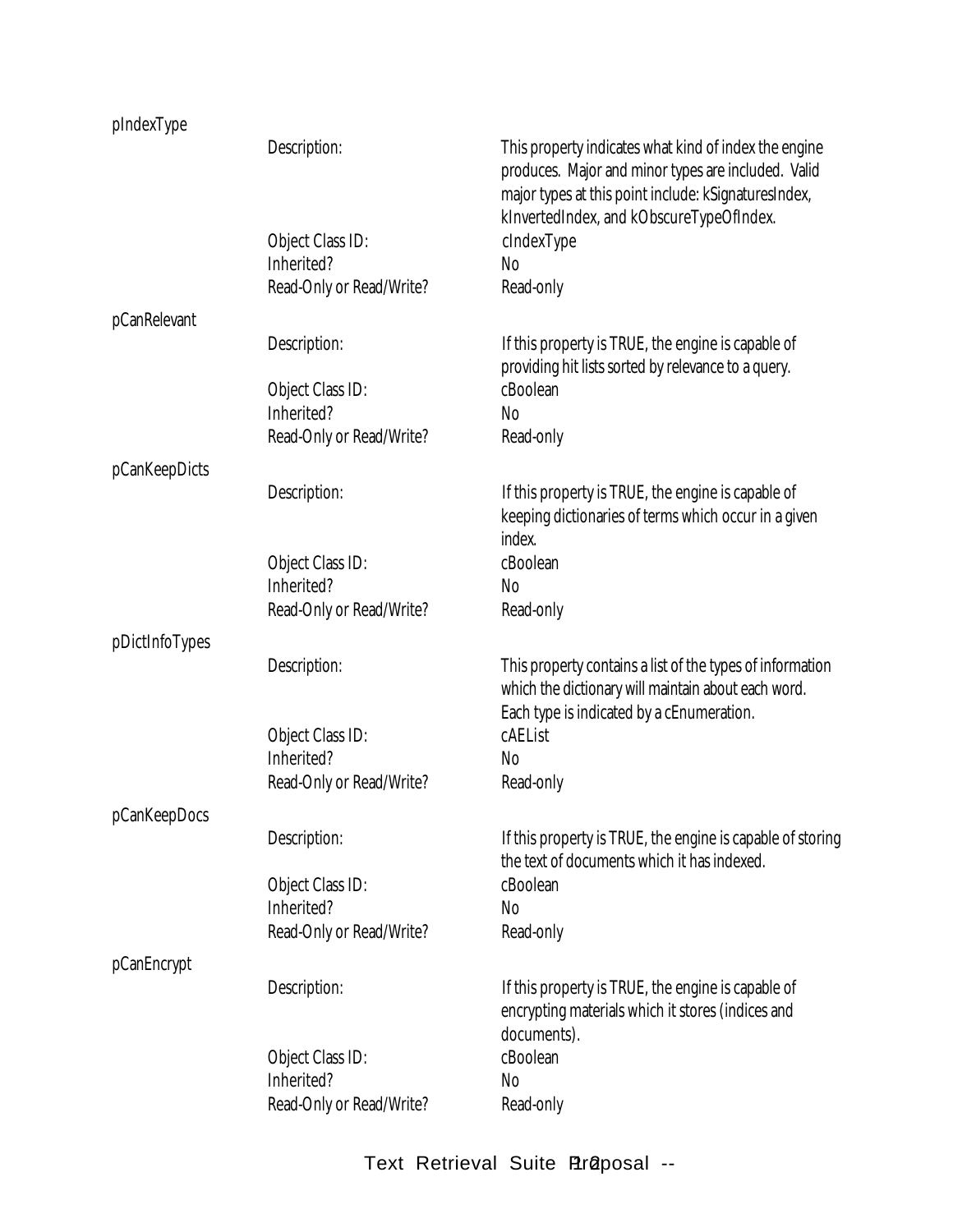pIndexType

| | |
|---|---|
| Description: | This property indicates what kind of index the engine produces. Major and minor types are included. Valid major types at this point include: kSignaturesIndex, kInvertedIndex, and kObscureTypeOfIndex. |
| Object Class ID: | cIndexType |
| Inherited? | No |
| Read-Only or Read/Write? | Read-only |

pCanRelevant

| | |
|---|---|
| Description: | If this property is TRUE, the engine is capable of providing hit lists sorted by relevance to a query. |
| Object Class ID: | cBoolean |
| Inherited? | No |
| Read-Only or Read/Write? | Read-only |

pCanKeepDicts

| | |
|---|---|
| Description: | If this property is TRUE, the engine is capable of keeping dictionaries of terms which occur in a given index. |
| Object Class ID: | cBoolean |
| Inherited? | No |
| Read-Only or Read/Write? | Read-only |

pDictInfoTypes

| | |
|---|---|
| Description: | This property contains a list of the types of information which the dictionary will maintain about each word. Each type is indicated by a cEnumeration. |
| Object Class ID: | cAEList |
| Inherited? | No |
| Read-Only or Read/Write? | Read-only |

pCanKeepDocs

| | |
|---|---|
| Description: | If this property is TRUE, the engine is capable of storing the text of documents which it has indexed. |
| Object Class ID: | cBoolean |
| Inherited? | No |
| Read-Only or Read/Write? | Read-only |

pCanEncrypt

| | |
|---|---|
| Description: | If this property is TRUE, the engine is capable of encrypting materials which it stores (indices and documents). |
| Object Class ID: | cBoolean |
| Inherited? | No |
| Read-Only or Read/Write? | Read-only |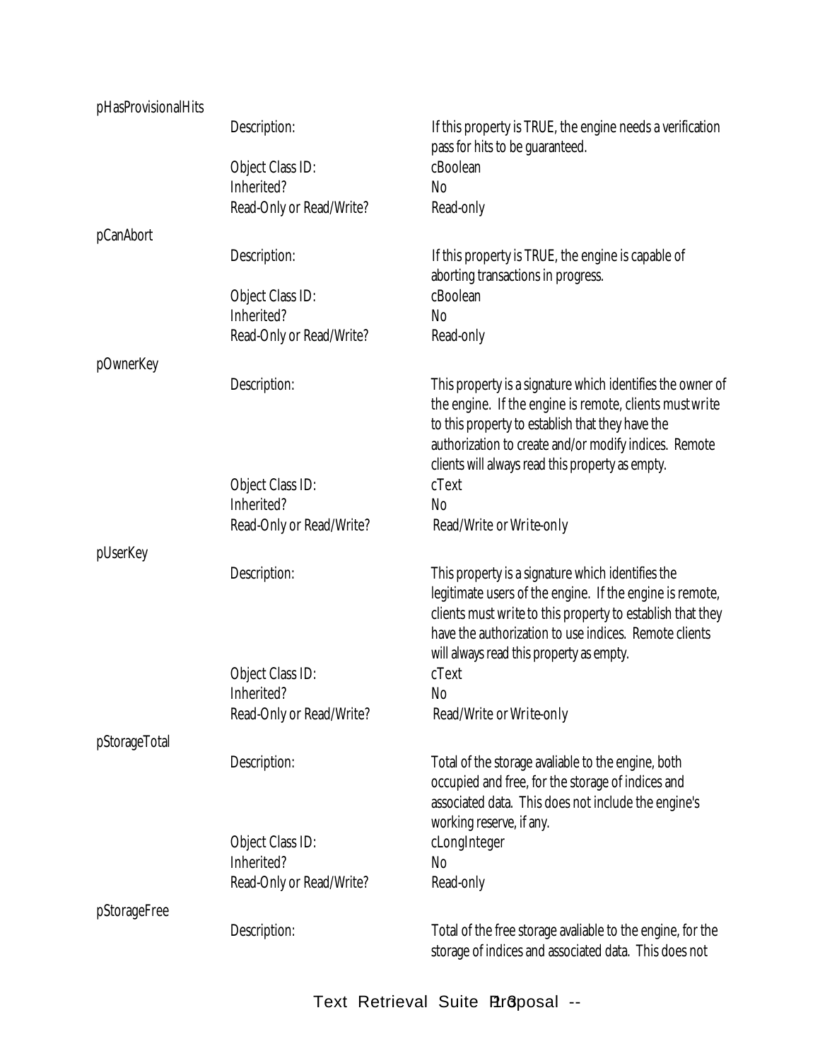pHasProvisionalHits

| | |
|---|---|
| Description: | If this property is TRUE, the engine needs a verification pass for hits to be guaranteed. |
| Object Class ID: | cBoolean |
| Inherited? | No |
| Read-Only or Read/Write? | Read-only |

pCanAbort

| | |
|---|---|
| Description: | If this property is TRUE, the engine is capable of aborting transactions in progress. |
| Object Class ID: | cBoolean |
| Inherited? | No |
| Read-Only or Read/Write? | Read-only |

pOwnerKey

| | |
|---|---|
| Description: | This property is a signature which identifies the owner of the engine. If the engine is remote, clients must *write* to this property to establish that they have the authorization to create and/or modify indices. Remote clients will always read this property as empty. |
| Object Class ID: | cText |
| Inherited? | No |
| Read-Only or Read/Write? | Read/Write or *Write-only* |

pUserKey

| | |
|---|---|
| Description: | This property is a signature which identifies the legitimate users of the engine. If the engine is remote, clients must *write* to this property to establish that they have the authorization to use indices. Remote clients will always read this property as empty. |
| Object Class ID: | cText |
| Inherited? | No |
| Read-Only or Read/Write? | Read/Write or *Write-only* |

pStorageTotal

| | |
|---|---|
| Description: | Total of the storage avaliable to the engine, both occupied and free, for the storage of indices and associated data. This does not include the engine's working reserve, if any. |
| Object Class ID: | cLongInteger |
| Inherited? | No |
| Read-Only or Read/Write? | Read-only |

pStorageFree

| | |
|---|---|
| Description: | Total of the free storage avaliable to the engine, for the storage of indices and associated data. This does not |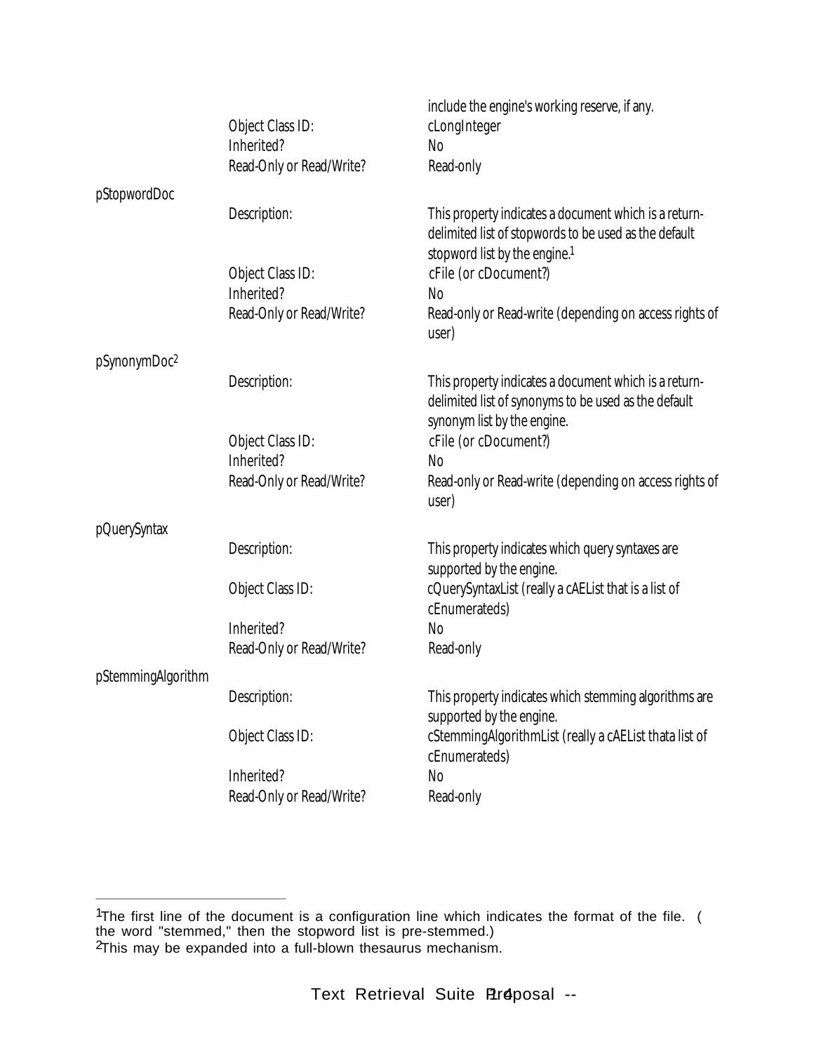include the engine's working reserve, if any.

| | | |
|---|---|---|
| | Object Class ID: | cLongInteger |
| | Inherited? | No |
| | Read-Only or Read/Write? | Read-only |
| pStopwordDoc | | |
| | Description: | This property indicates a document which is a return-delimited list of stopwords to be used as the default stopword list by the engine.[1] |
| | Object Class ID: | cFile (or cDocument?) |
| | Inherited? | No |
| | Read-Only or Read/Write? | Read-only or Read-write (depending on access rights of user) |
| pSynonymDoc[2] | | |
| | Description: | This property indicates a document which is a return-delimited list of synonyms to be used as the default synonym list by the engine. |
| | Object Class ID: | cFile (or cDocument?) |
| | Inherited? | No |
| | Read-Only or Read/Write? | Read-only or Read-write (depending on access rights of user) |
| pQuerySyntax | | |
| | Description: | This property indicates which query syntaxes are supported by the engine. |
| | Object Class ID: | cQuerySyntaxList (really a cAEList that is a list of cEnumerateds) |
| | Inherited? | No |
| | Read-Only or Read/Write? | Read-only |
| pStemmingAlgorithm | | |
| | Description: | This property indicates which stemming algorithms are supported by the engine. |
| | Object Class ID: | cStemmingAlgorithmList (really a cAEList thata list of cEnumerateds) |
| | Inherited? | No |
| | Read-Only or Read/Write? | Read-only |

---

[1]The first line of the document is a configuration line which indicates the format of the file. ( the word "stemmed," then the stopword list is pre-stemmed.)

[2]This may be expanded into a full-blown thesaurus mechanism.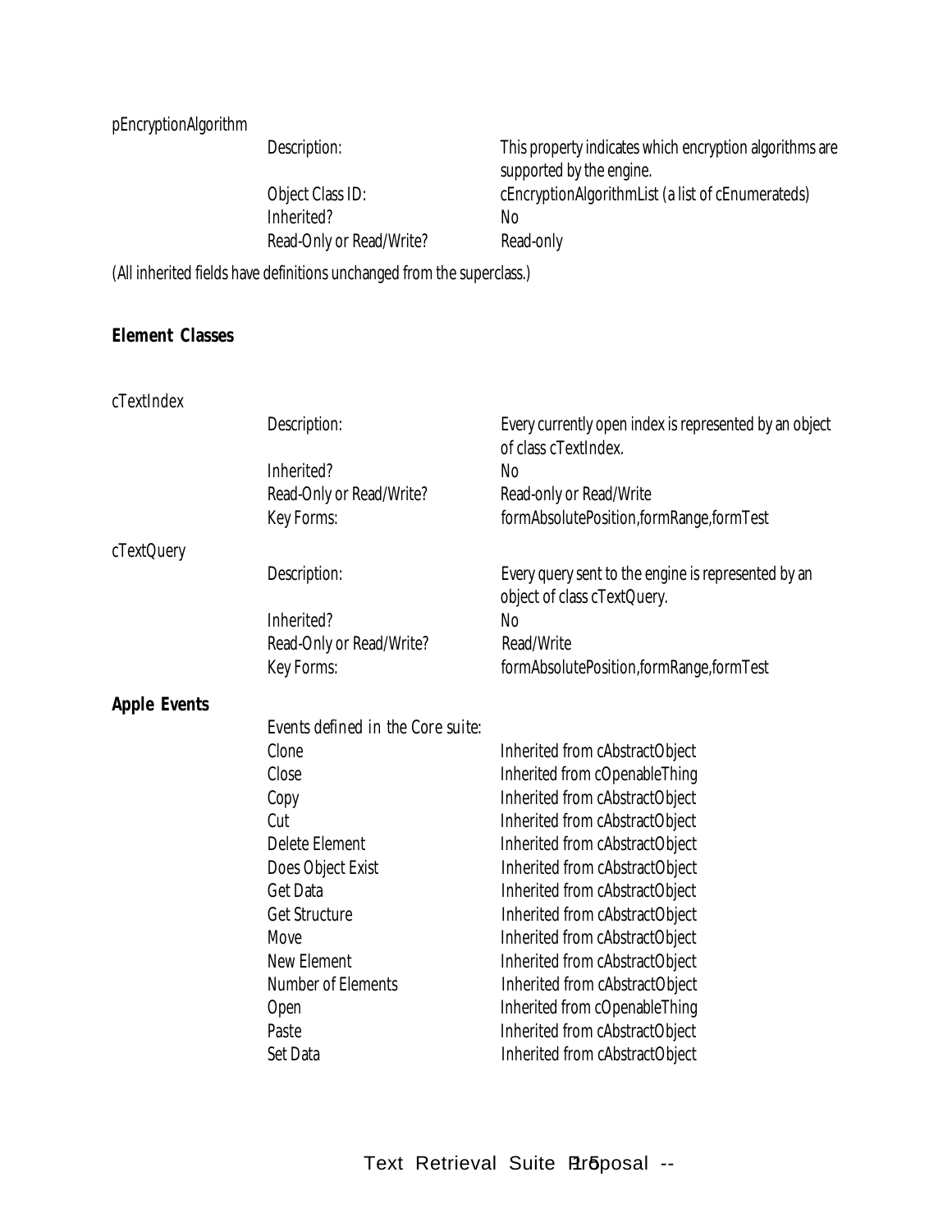pEncryptionAlgorithm

| | |
|---|---|
| Description: | This property indicates which encryption algorithms are supported by the engine. |
| Object Class ID: | cEncryptionAlgorithmList (a list of cEnumerateds) |
| Inherited? | No |
| Read-Only or Read/Write? | Read-only |

(All inherited fields have definitions unchanged from the superclass.)

**Element Classes**

cTextIndex

| | |
|---|---|
| Description: | Every currently open index is represented by an object of class cTextIndex. |
| Inherited? | No |
| Read-Only or Read/Write? | Read-only or Read/Write |
| Key Forms: | formAbsolutePosition,formRange,formTest |

cTextQuery

| | |
|---|---|
| Description: | Every query sent to the engine is represented by an object of class cTextQuery. |
| Inherited? | No |
| Read-Only or Read/Write? | Read/Write |
| Key Forms: | formAbsolutePosition,formRange,formTest |

**Apple Events**

Events defined in the Core suite:

| | |
|---|---|
| Clone | Inherited from cAbstractObject |
| Close | Inherited from cOpenableThing |
| Copy | Inherited from cAbstractObject |
| Cut | Inherited from cAbstractObject |
| Delete Element | Inherited from cAbstractObject |
| Does Object Exist | Inherited from cAbstractObject |
| Get Data | Inherited from cAbstractObject |
| Get Structure | Inherited from cAbstractObject |
| Move | Inherited from cAbstractObject |
| New Element | Inherited from cAbstractObject |
| Number of Elements | Inherited from cAbstractObject |
| Open | Inherited from cOpenableThing |
| Paste | Inherited from cAbstractObject |
| Set Data | Inherited from cAbstractObject |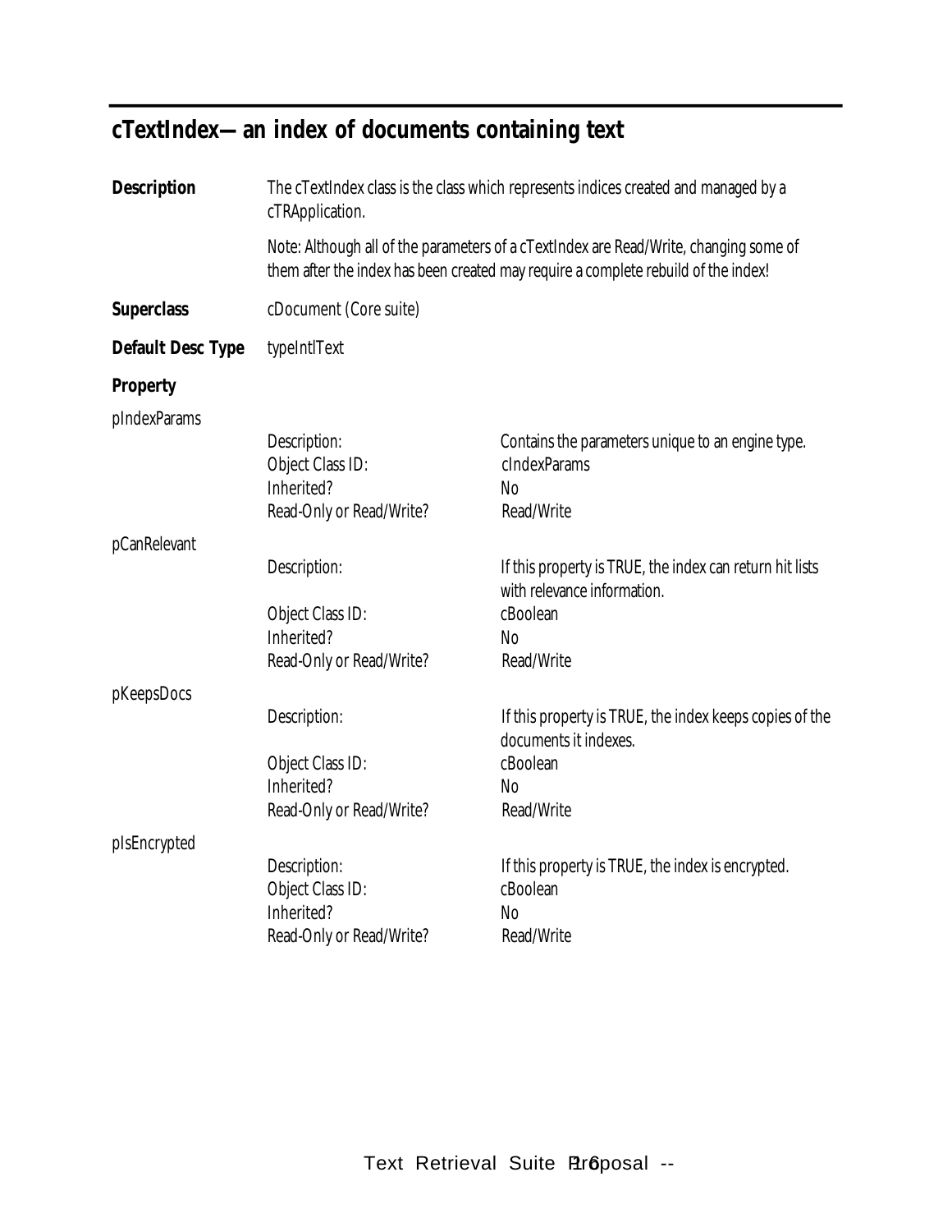## cTextIndex—an index of documents containing text

**Description**

The cTextIndex class is the class which represents indices created and managed by a cTRApplication.

Note: Although all of the parameters of a cTextIndex are Read/Write, changing some of them after the index has been created may require a complete rebuild of the index!

**Superclass**

cDocument (Core suite)

**Default Desc Type**

typeIntlText

**Property**

pIndexParams

| | |
|---|---|
| Description: | Contains the parameters unique to an engine type. |
| Object Class ID: | cIndexParams |
| Inherited? | No |
| Read-Only or Read/Write? | Read/Write |

pCanRelevant

| | |
|---|---|
| Description: | If this property is TRUE, the index can return hit lists with relevance information. |
| Object Class ID: | cBoolean |
| Inherited? | No |
| Read-Only or Read/Write? | Read/Write |

pKeepsDocs

| | |
|---|---|
| Description: | If this property is TRUE, the index keeps copies of the documents it indexes. |
| Object Class ID: | cBoolean |
| Inherited? | No |
| Read-Only or Read/Write? | Read/Write |

pIsEncrypted

| | |
|---|---|
| Description: | If this property is TRUE, the index is encrypted. |
| Object Class ID: | cBoolean |
| Inherited? | No |
| Read-Only or Read/Write? | Read/Write |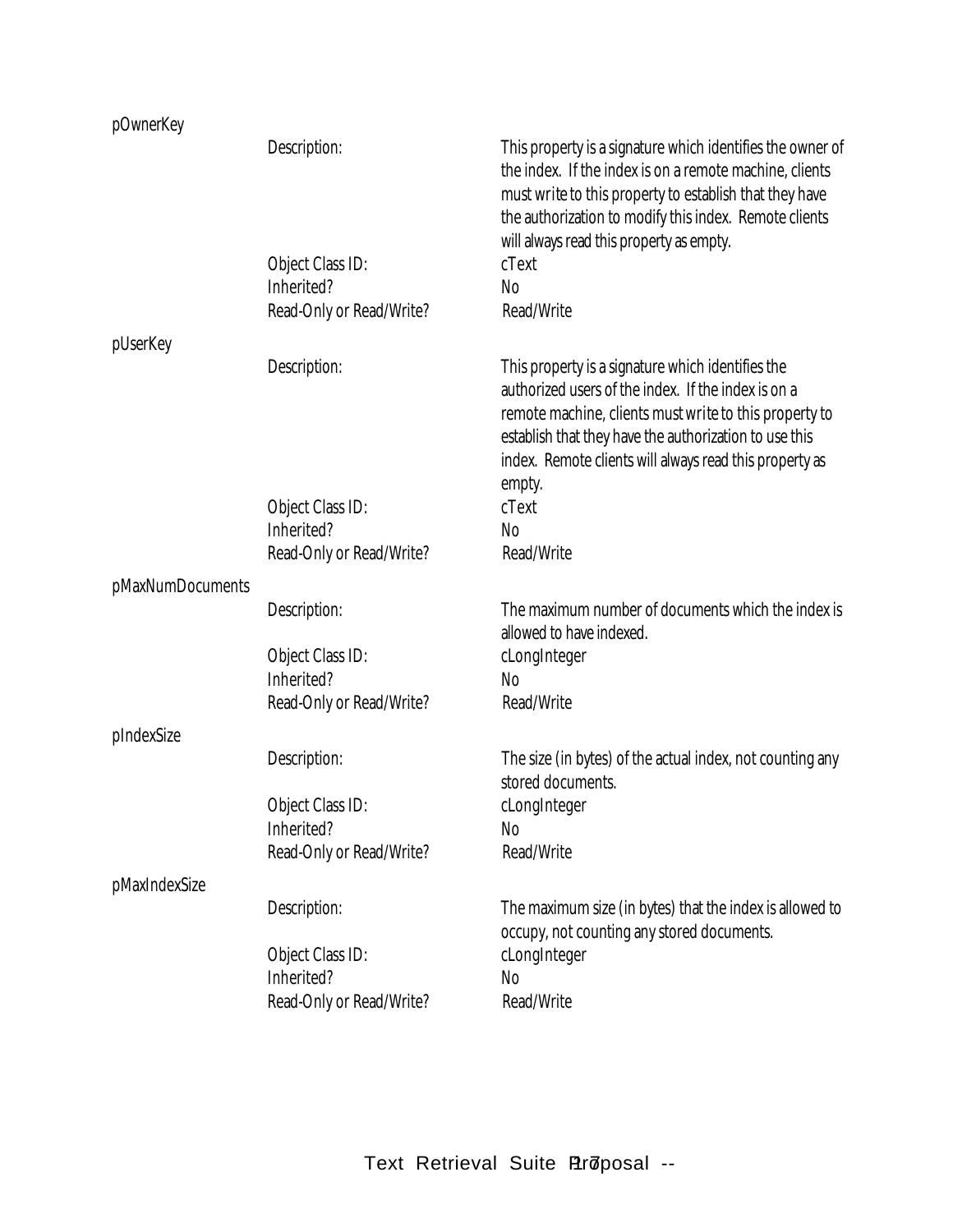pOwnerKey

| | |
|---|---|
| Description: | This property is a signature which identifies the owner of the index. If the index is on a remote machine, clients must *write* to this property to establish that they have the authorization to modify this index. Remote clients will always read this property as empty. |
| Object Class ID: | cText |
| Inherited? | No |
| Read-Only or Read/Write? | Read/Write |

pUserKey

| | |
|---|---|
| Description: | This property is a signature which identifies the authorized users of the index. If the index is on a remote machine, clients must *write* to this property to establish that they have the authorization to use this index. Remote clients will always read this property as empty. |
| Object Class ID: | cText |
| Inherited? | No |
| Read-Only or Read/Write? | Read/Write |

pMaxNumDocuments

| | |
|---|---|
| Description: | The maximum number of documents which the index is allowed to have indexed. |
| Object Class ID: | cLongInteger |
| Inherited? | No |
| Read-Only or Read/Write? | Read/Write |

pIndexSize

| | |
|---|---|
| Description: | The size (in bytes) of the actual index, not counting any stored documents. |
| Object Class ID: | cLongInteger |
| Inherited? | No |
| Read-Only or Read/Write? | Read/Write |

pMaxIndexSize

| | |
|---|---|
| Description: | The maximum size (in bytes) that the index is allowed to occupy, not counting any stored documents. |
| Object Class ID: | cLongInteger |
| Inherited? | No |
| Read-Only or Read/Write? | Read/Write |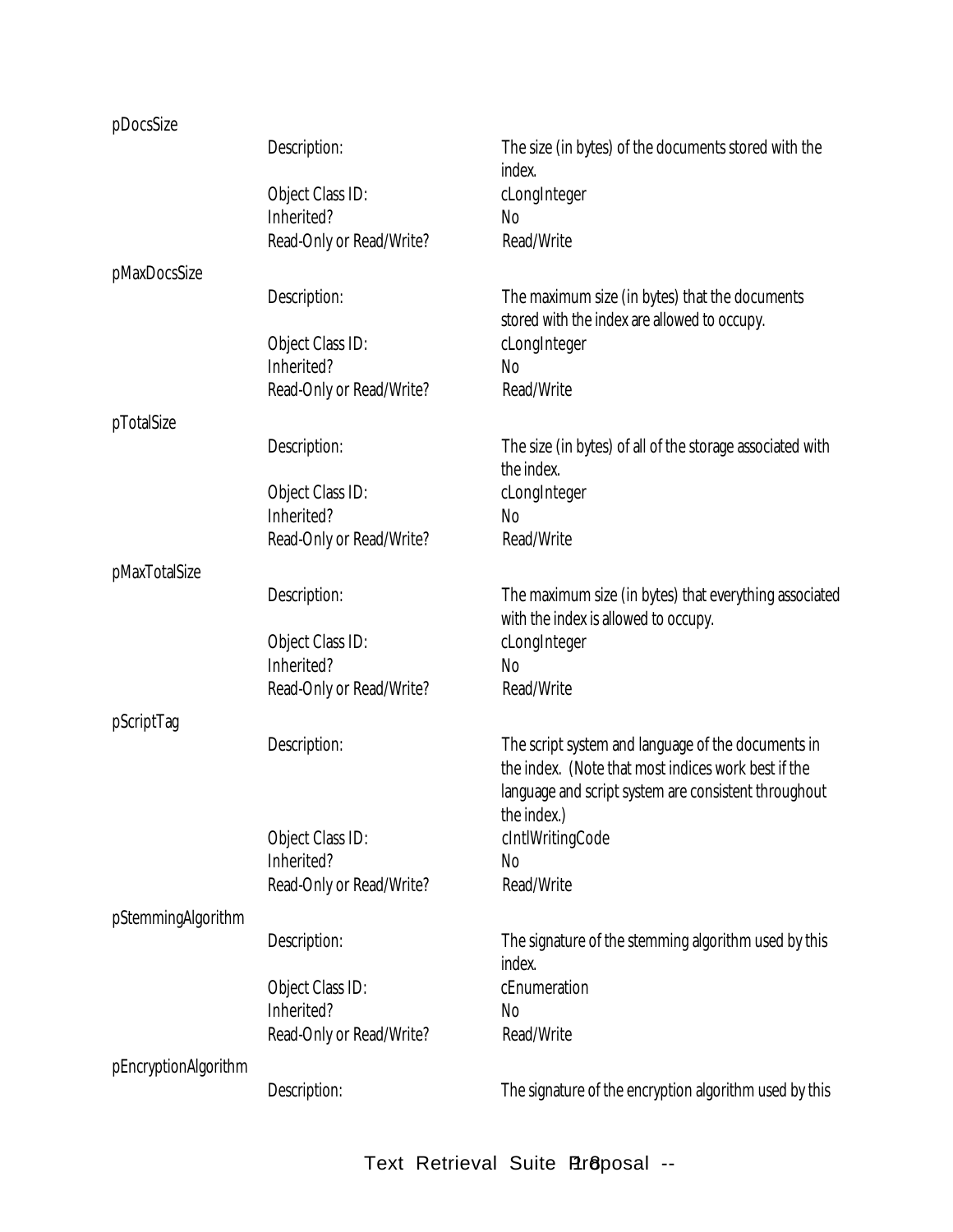pDocsSize

| | |
|---|---|
| Description: | The size (in bytes) of the documents stored with the index. |
| Object Class ID: | cLongInteger |
| Inherited? | No |
| Read-Only or Read/Write? | Read/Write |

pMaxDocsSize

| | |
|---|---|
| Description: | The maximum size (in bytes) that the documents stored with the index are allowed to occupy. |
| Object Class ID: | cLongInteger |
| Inherited? | No |
| Read-Only or Read/Write? | Read/Write |

pTotalSize

| | |
|---|---|
| Description: | The size (in bytes) of all of the storage associated with the index. |
| Object Class ID: | cLongInteger |
| Inherited? | No |
| Read-Only or Read/Write? | Read/Write |

pMaxTotalSize

| | |
|---|---|
| Description: | The maximum size (in bytes) that everything associated with the index is allowed to occupy. |
| Object Class ID: | cLongInteger |
| Inherited? | No |
| Read-Only or Read/Write? | Read/Write |

pScriptTag

| | |
|---|---|
| Description: | The script system and language of the documents in the index. (Note that most indices work best if the language and script system are consistent throughout the index.) |
| Object Class ID: | cIntlWritingCode |
| Inherited? | No |
| Read-Only or Read/Write? | Read/Write |

pStemmingAlgorithm

| | |
|---|---|
| Description: | The signature of the stemming algorithm used by this index. |
| Object Class ID: | cEnumeration |
| Inherited? | No |
| Read-Only or Read/Write? | Read/Write |

pEncryptionAlgorithm

| | |
|---|---|
| Description: | The signature of the encryption algorithm used by this |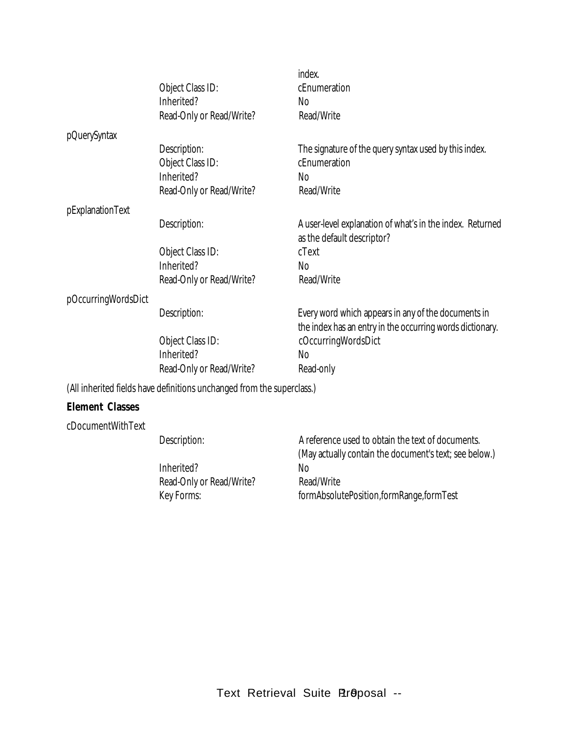| | | |
|---|---|---|
| | | index. |
| | Object Class ID: | cEnumeration |
| | Inherited? | No |
| | Read-Only or Read/Write? | Read/Write |
| pQuerySyntax | | |
| | Description: | The signature of the query syntax used by this index. |
| | Object Class ID: | cEnumeration |
| | Inherited? | No |
| | Read-Only or Read/Write? | Read/Write |
| pExplanationText | | |
| | Description: | A user-level explanation of what's in the index. Returned as the default descriptor? |
| | Object Class ID: | cText |
| | Inherited? | No |
| | Read-Only or Read/Write? | Read/Write |
| pOccurringWordsDict | | |
| | Description: | Every word which appears in any of the documents in the index has an entry in the occurring words dictionary. |
| | Object Class ID: | cOccurringWordsDict |
| | Inherited? | No |
| | Read-Only or Read/Write? | Read-only |

(All inherited fields have definitions unchanged from the superclass.)

**Element Classes**

| | | |
|---|---|---|
| cDocumentWithText | | |
| | Description: | A reference used to obtain the text of documents. (May actually contain the document's text; see below.) |
| | Inherited? | No |
| | Read-Only or Read/Write? | Read/Write |
| | Key Forms: | formAbsolutePosition,formRange,formTest |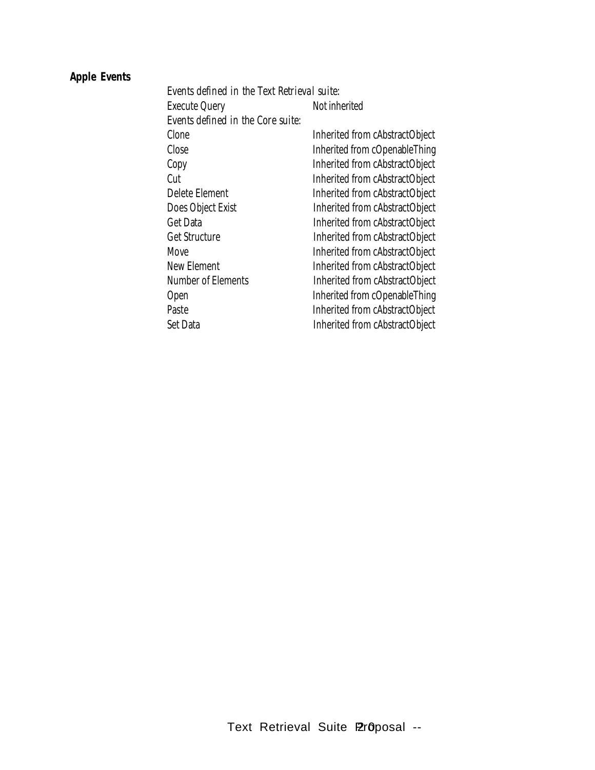**Apple Events**

*Events defined in the Text Retrieval suite:*

| | |
|---|---|
| Execute Query | Not inherited |

*Events defined in the Core suite:*

| | |
|---|---|
| Clone | Inherited from cAbstractObject |
| Close | Inherited from cOpenableThing |
| Copy | Inherited from cAbstractObject |
| Cut | Inherited from cAbstractObject |
| Delete Element | Inherited from cAbstractObject |
| Does Object Exist | Inherited from cAbstractObject |
| Get Data | Inherited from cAbstractObject |
| Get Structure | Inherited from cAbstractObject |
| Move | Inherited from cAbstractObject |
| New Element | Inherited from cAbstractObject |
| Number of Elements | Inherited from cAbstractObject |
| Open | Inherited from cOpenableThing |
| Paste | Inherited from cAbstractObject |
| Set Data | Inherited from cAbstractObject |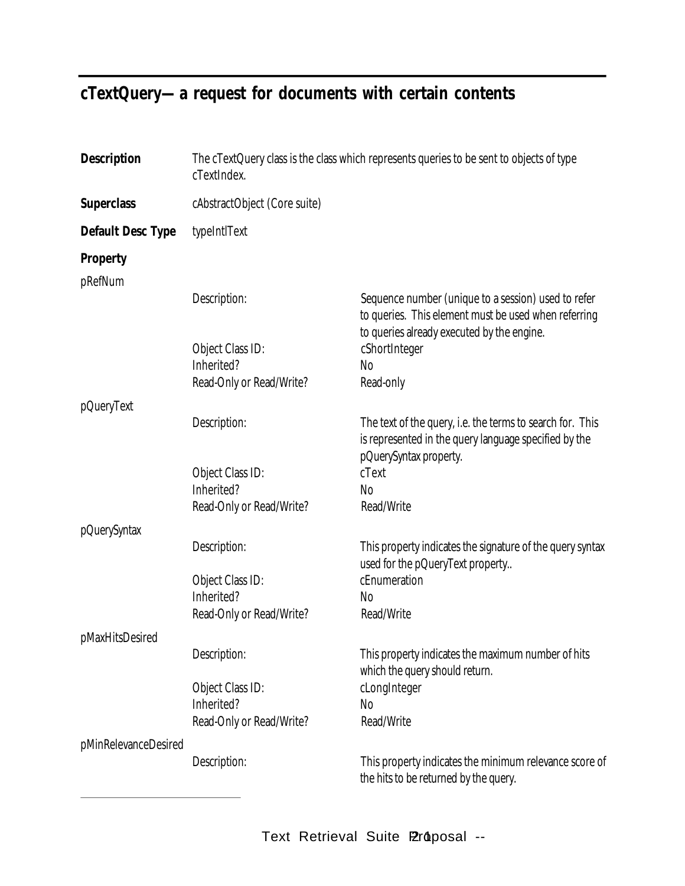## cTextQuery— a request for documents with certain contents

**Description** The cTextQuery class is the class which represents queries to be sent to objects of type cTextIndex.

**Superclass** cAbstractObject (Core suite)

**Default Desc Type** typeIntlText

**Property**

pRefNum

| | |
|---|---|
| Description: | Sequence number (unique to a session) used to refer to queries. This element must be used when referring to queries already executed by the engine. |
| Object Class ID: | cShortInteger |
| Inherited? | No |
| Read-Only or Read/Write? | Read-only |

pQueryText

| | |
|---|---|
| Description: | The text of the query, i.e. the terms to search for. This is represented in the query language specified by the pQuerySyntax property. |
| Object Class ID: | cText |
| Inherited? | No |
| Read-Only or Read/Write? | Read/Write |

pQuerySyntax

| | |
|---|---|
| Description: | This property indicates the signature of the query syntax used for the pQueryText property.. |
| Object Class ID: | cEnumeration |
| Inherited? | No |
| Read-Only or Read/Write? | Read/Write |

pMaxHitsDesired

| | |
|---|---|
| Description: | This property indicates the maximum number of hits which the query should return. |
| Object Class ID: | cLongInteger |
| Inherited? | No |
| Read-Only or Read/Write? | Read/Write |

pMinRelevanceDesired

| | |
|---|---|
| Description: | This property indicates the minimum relevance score of the hits to be returned by the query. |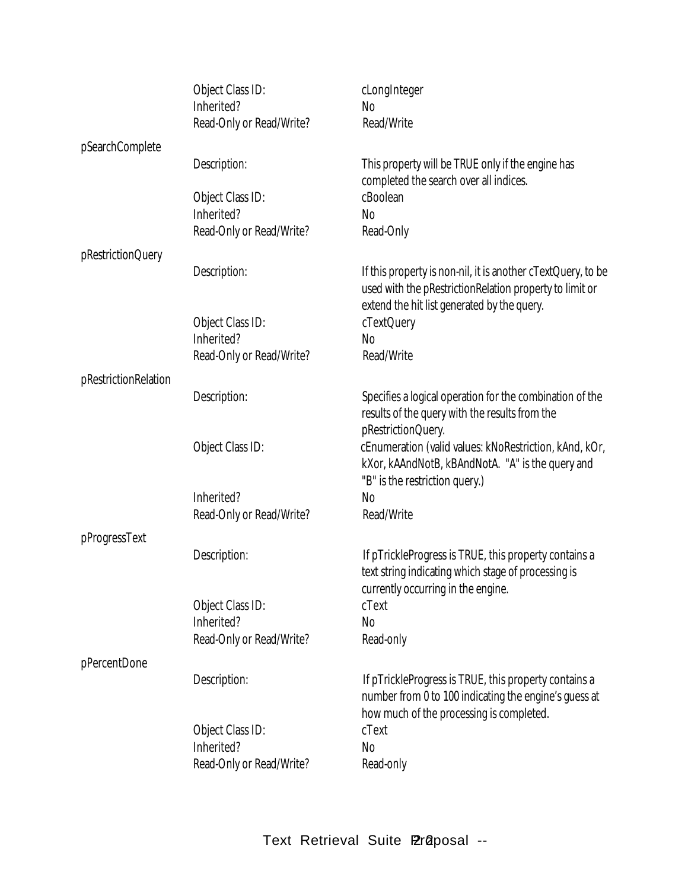| | | |
|---|---|---|
| | Object Class ID: | cLongInteger |
| | Inherited? | No |
| | Read-Only or Read/Write? | Read/Write |
| pSearchComplete | | |
| | Description: | This property will be TRUE only if the engine has completed the search over all indices. |
| | Object Class ID: | cBoolean |
| | Inherited? | No |
| | Read-Only or Read/Write? | Read-Only |
| pRestrictionQuery | | |
| | Description: | If this property is non-nil, it is another cTextQuery, to be used with the pRestrictionRelation property to limit or extend the hit list generated by the query. |
| | Object Class ID: | cTextQuery |
| | Inherited? | No |
| | Read-Only or Read/Write? | Read/Write |
| pRestrictionRelation | | |
| | Description: | Specifies a logical operation for the combination of the results of the query with the results from the pRestrictionQuery. |
| | Object Class ID: | cEnumeration (valid values: kNoRestriction, kAnd, kOr, kXor, kAAndNotB, kBAndNotA. "A" is the query and "B" is the restriction query.) |
| | Inherited? | No |
| | Read-Only or Read/Write? | Read/Write |
| pProgressText | | |
| | Description: | If pTrickleProgress is TRUE, this property contains a text string indicating which stage of processing is currently occurring in the engine. |
| | Object Class ID: | cText |
| | Inherited? | No |
| | Read-Only or Read/Write? | Read-only |
| pPercentDone | | |
| | Description: | If pTrickleProgress is TRUE, this property contains a number from 0 to 100 indicating the engine's guess at how much of the processing is completed. |
| | Object Class ID: | cText |
| | Inherited? | No |
| | Read-Only or Read/Write? | Read-only |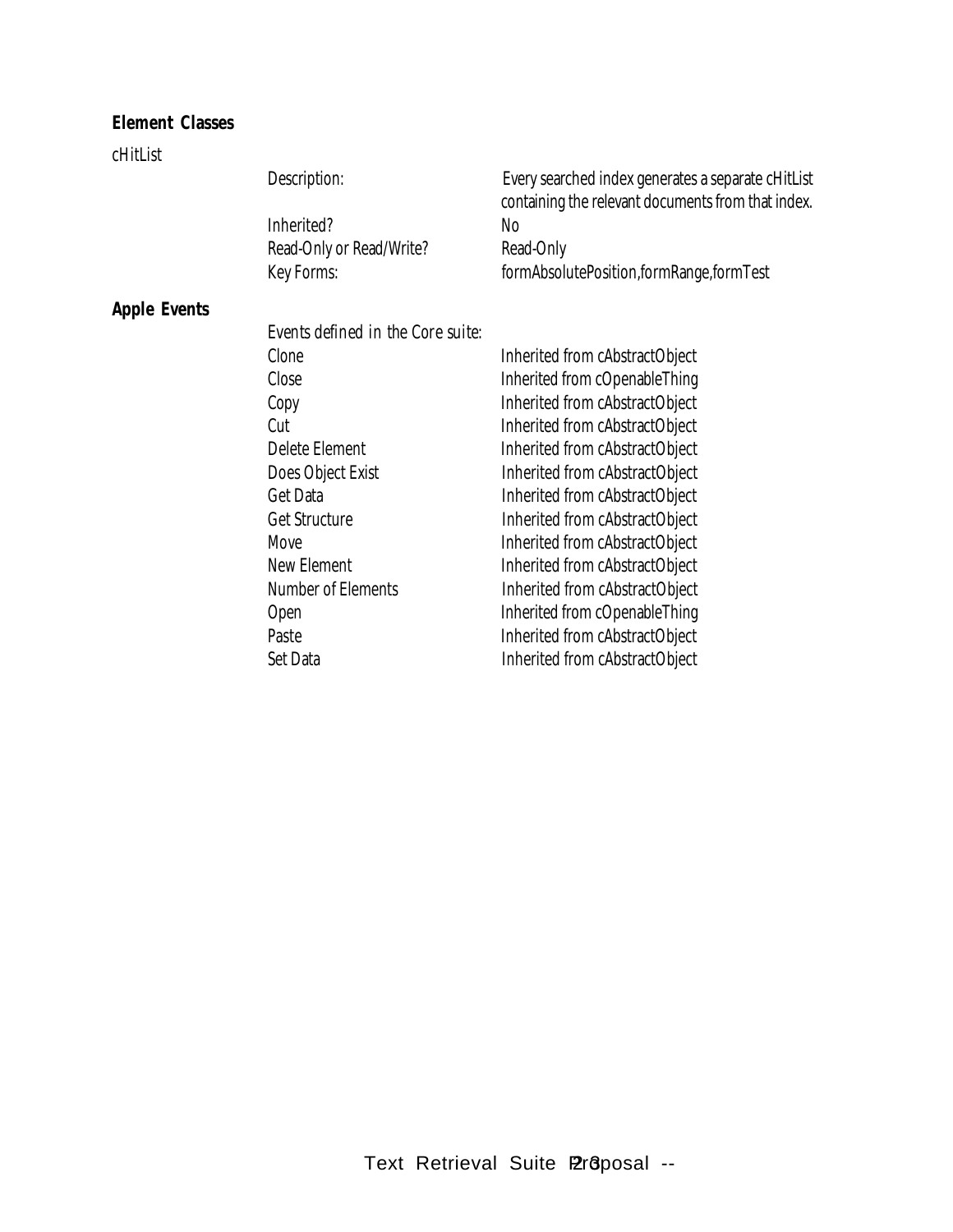**Element Classes**

cHitList

| | |
|---|---|
| Description: | Every searched index generates a separate cHitList containing the relevant documents from that index. |
| Inherited? | No |
| Read-Only or Read/Write? | Read-Only |
| Key Forms: | formAbsolutePosition,formRange,formTest |

**Apple Events**

Events defined in the Core suite:

| | |
|---|---|
| Clone | Inherited from cAbstractObject |
| Close | Inherited from cOpenableThing |
| Copy | Inherited from cAbstractObject |
| Cut | Inherited from cAbstractObject |
| Delete Element | Inherited from cAbstractObject |
| Does Object Exist | Inherited from cAbstractObject |
| Get Data | Inherited from cAbstractObject |
| Get Structure | Inherited from cAbstractObject |
| Move | Inherited from cAbstractObject |
| New Element | Inherited from cAbstractObject |
| Number of Elements | Inherited from cAbstractObject |
| Open | Inherited from cOpenableThing |
| Paste | Inherited from cAbstractObject |
| Set Data | Inherited from cAbstractObject |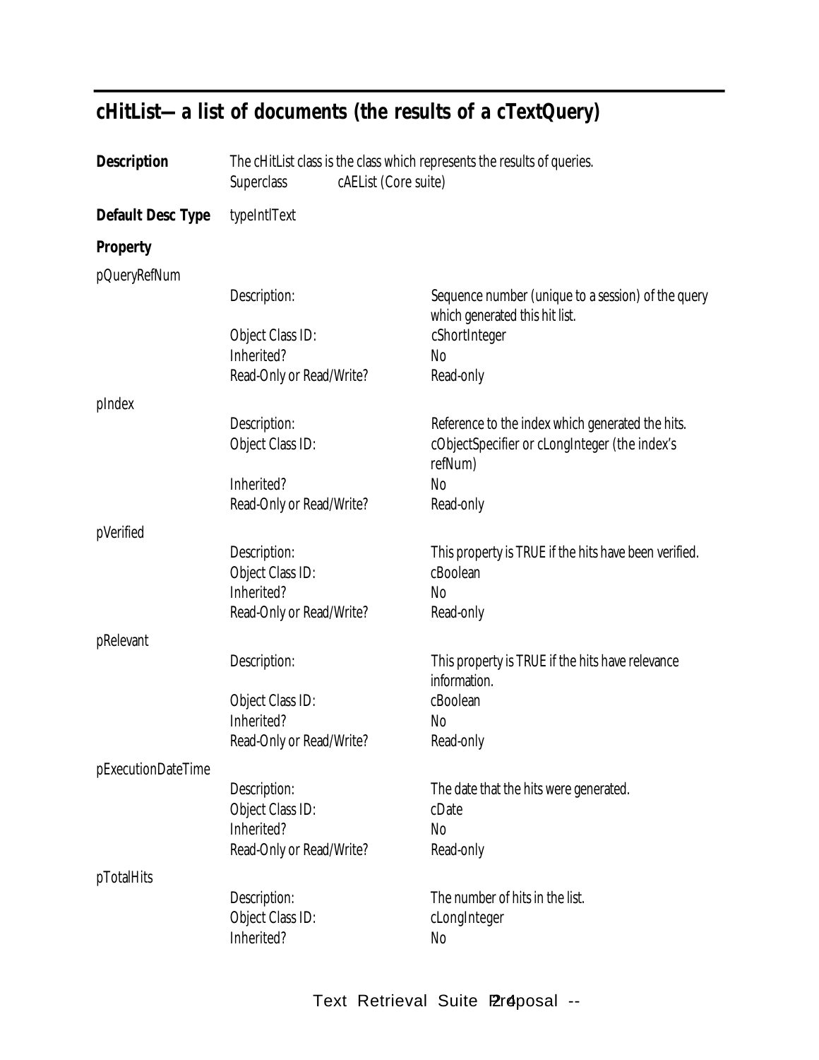## cHitList—a list of documents (the results of a cTextQuery)

**Description** The cHitList class is the class which represents the results of queries.

Superclass cAEList (Core suite)

**Default Desc Type** typeIntlText

**Property**

pQueryRefNum

| | |
|---|---|
| Description: | Sequence number (unique to a session) of the query which generated this hit list. |
| Object Class ID: | cShortInteger |
| Inherited? | No |
| Read-Only or Read/Write? | Read-only |

pIndex

| | |
|---|---|
| Description: | Reference to the index which generated the hits. |
| Object Class ID: | cObjectSpecifier or cLongInteger (the index's refNum) |
| Inherited? | No |
| Read-Only or Read/Write? | Read-only |

pVerified

| | |
|---|---|
| Description: | This property is TRUE if the hits have been verified. |
| Object Class ID: | cBoolean |
| Inherited? | No |
| Read-Only or Read/Write? | Read-only |

pRelevant

| | |
|---|---|
| Description: | This property is TRUE if the hits have relevance information. |
| Object Class ID: | cBoolean |
| Inherited? | No |
| Read-Only or Read/Write? | Read-only |

pExecutionDateTime

| | |
|---|---|
| Description: | The date that the hits were generated. |
| Object Class ID: | cDate |
| Inherited? | No |
| Read-Only or Read/Write? | Read-only |

pTotalHits

| | |
|---|---|
| Description: | The number of hits in the list. |
| Object Class ID: | cLongInteger |
| Inherited? | No |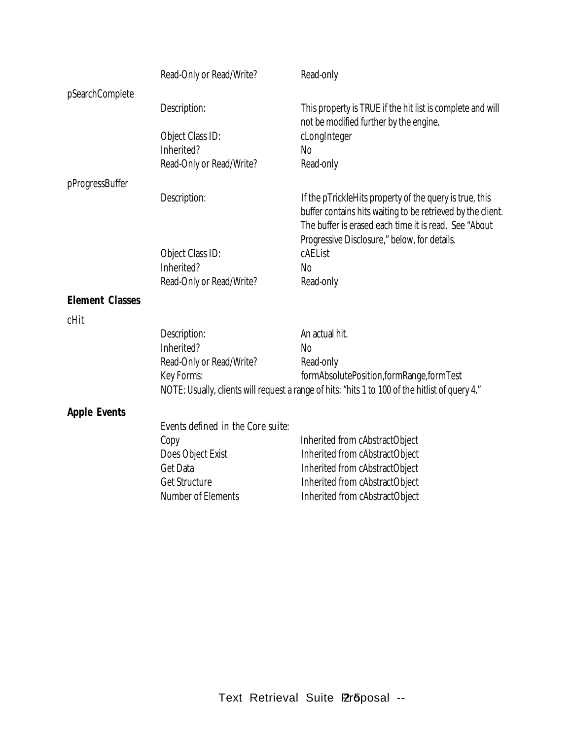| | | |
|---|---|---|
| | Read-Only or Read/Write? | Read-only |
| pSearchComplete | | |
| | Description: | This property is TRUE if the hit list is complete and will not be modified further by the engine. |
| | Object Class ID: | cLongInteger |
| | Inherited? | No |
| | Read-Only or Read/Write? | Read-only |
| pProgressBuffer | | |
| | Description: | If the pTrickleHits property of the query is true, this buffer contains hits waiting to be retrieved by the client. The buffer is erased each time it is read. See "About Progressive Disclosure," below, for details. |
| | Object Class ID: | cAEList |
| | Inherited? | No |
| | Read-Only or Read/Write? | Read-only |

**Element Classes**

cHit

| | |
|---|---|
| Description: | An actual hit. |
| Inherited? | No |
| Read-Only or Read/Write? | Read-only |
| Key Forms: | formAbsolutePosition,formRange,formTest |

NOTE: Usually, clients will request a range of hits: "hits 1 to 100 of the hitlist of query 4."

**Apple Events**

*Events defined in the Core suite:*

| | |
|---|---|
| Copy | Inherited from cAbstractObject |
| Does Object Exist | Inherited from cAbstractObject |
| Get Data | Inherited from cAbstractObject |
| Get Structure | Inherited from cAbstractObject |
| Number of Elements | Inherited from cAbstractObject |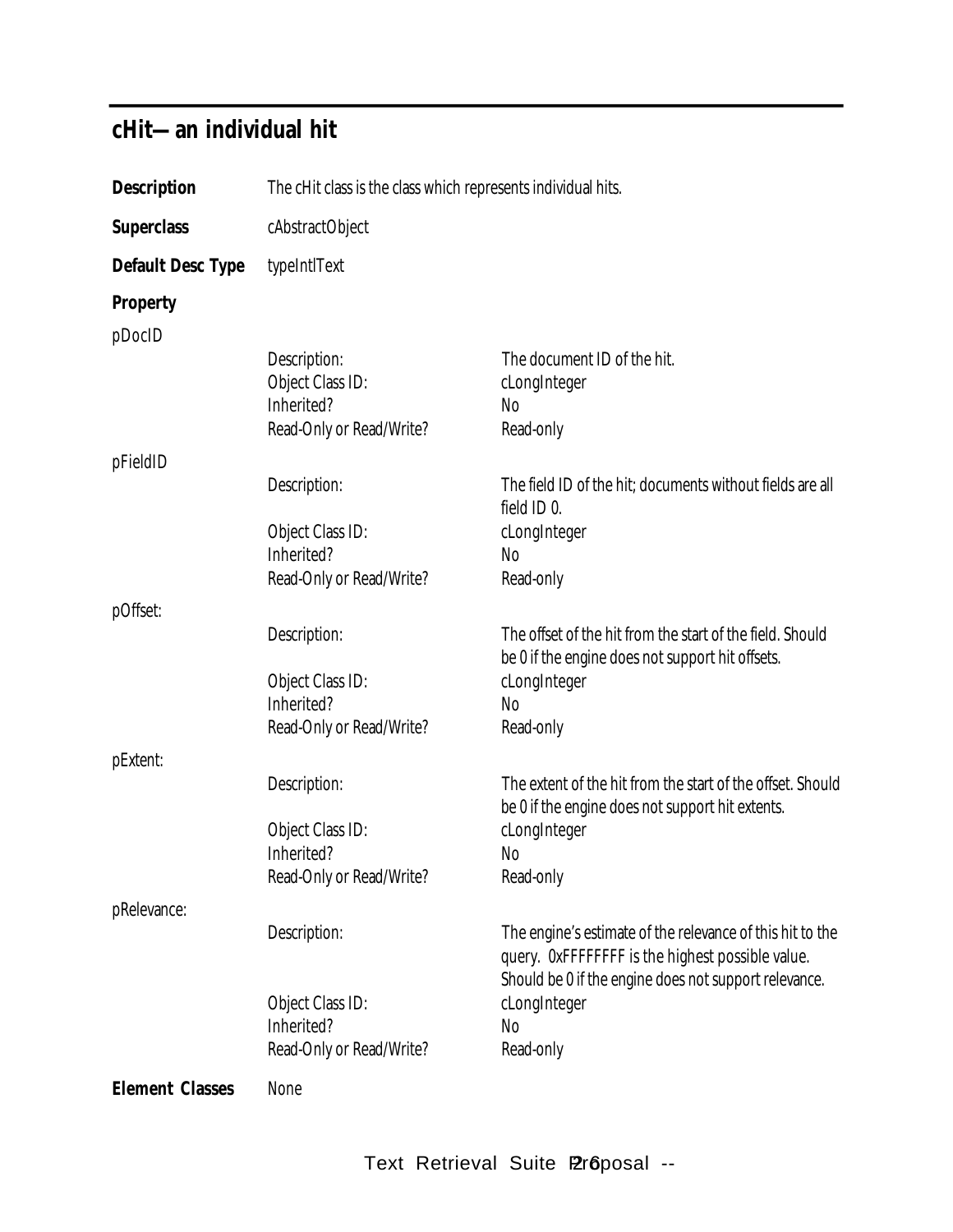## cHit—an individual hit

**Description** The cHit class is the class which represents individual hits.

**Superclass** cAbstractObject

**Default Desc Type** typeIntlText

**Property**

pDocID

| | |
|---|---|
| Description: | The document ID of the hit. |
| Object Class ID: | cLongInteger |
| Inherited? | No |
| Read-Only or Read/Write? | Read-only |

pFieldID

| | |
|---|---|
| Description: | The field ID of the hit; documents without fields are all field ID 0. |
| Object Class ID: | cLongInteger |
| Inherited? | No |
| Read-Only or Read/Write? | Read-only |

pOffset:

| | |
|---|---|
| Description: | The offset of the hit from the start of the field. Should be 0 if the engine does not support hit offsets. |
| Object Class ID: | cLongInteger |
| Inherited? | No |
| Read-Only or Read/Write? | Read-only |

pExtent:

| | |
|---|---|
| Description: | The extent of the hit from the start of the offset. Should be 0 if the engine does not support hit extents. |
| Object Class ID: | cLongInteger |
| Inherited? | No |
| Read-Only or Read/Write? | Read-only |

pRelevance:

| | |
|---|---|
| Description: | The engine's estimate of the relevance of this hit to the query. 0xFFFFFFFF is the highest possible value. Should be 0 if the engine does not support relevance. |
| Object Class ID: | cLongInteger |
| Inherited? | No |
| Read-Only or Read/Write? | Read-only |

**Element Classes** None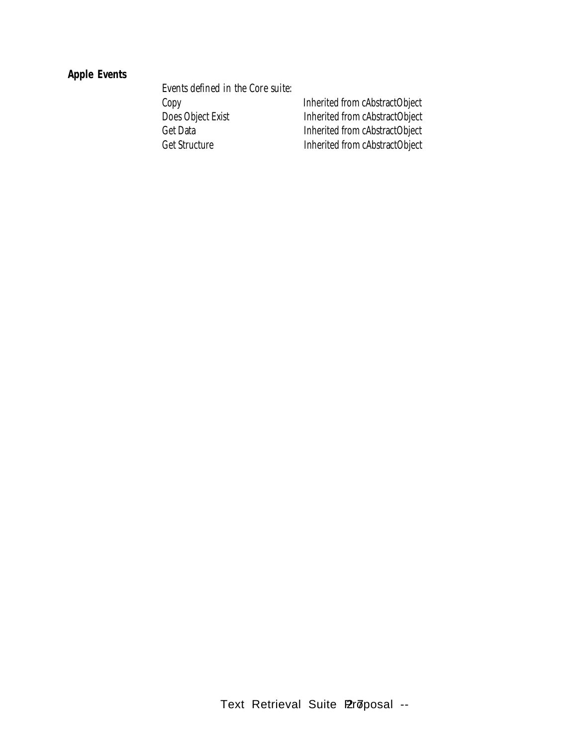**Apple Events**

*Events defined in the Core suite:*

| | |
|---|---|
| Copy | Inherited from cAbstractObject |
| Does Object Exist | Inherited from cAbstractObject |
| Get Data | Inherited from cAbstractObject |
| Get Structure | Inherited from cAbstractObject |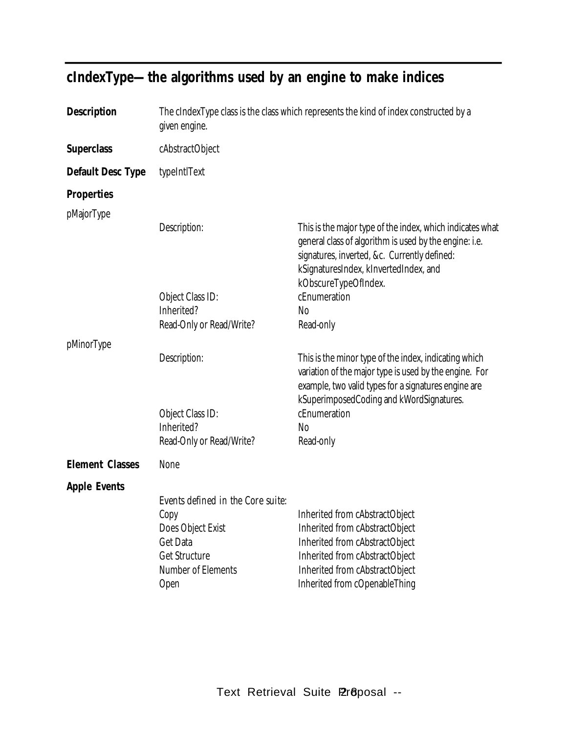## cIndexType—the algorithms used by an engine to make indices

**Description** The cIndexType class is the class which represents the kind of index constructed by a given engine.

**Superclass** cAbstractObject

**Default Desc Type** typeIntlText

**Properties**

pMajorType

| | |
|---|---|
| Description: | This is the major type of the index, which indicates what general class of algorithm is used by the engine: i.e. signatures, inverted, &c. Currently defined: kSignaturesIndex, kInvertedIndex, and kObscureTypeOfIndex. |
| Object Class ID: | cEnumeration |
| Inherited? | No |
| Read-Only or Read/Write? | Read-only |

pMinorType

| | |
|---|---|
| Description: | This is the minor type of the index, indicating which variation of the major type is used by the engine. For example, two valid types for a signatures engine are kSuperimposedCoding and kWordSignatures. |
| Object Class ID: | cEnumeration |
| Inherited? | No |
| Read-Only or Read/Write? | Read-only |

**Element Classes** None

**Apple Events**

*Events defined in the Core suite:*

| | |
|---|---|
| Copy | Inherited from cAbstractObject |
| Does Object Exist | Inherited from cAbstractObject |
| Get Data | Inherited from cAbstractObject |
| Get Structure | Inherited from cAbstractObject |
| Number of Elements | Inherited from cAbstractObject |
| Open | Inherited from cOpenableThing |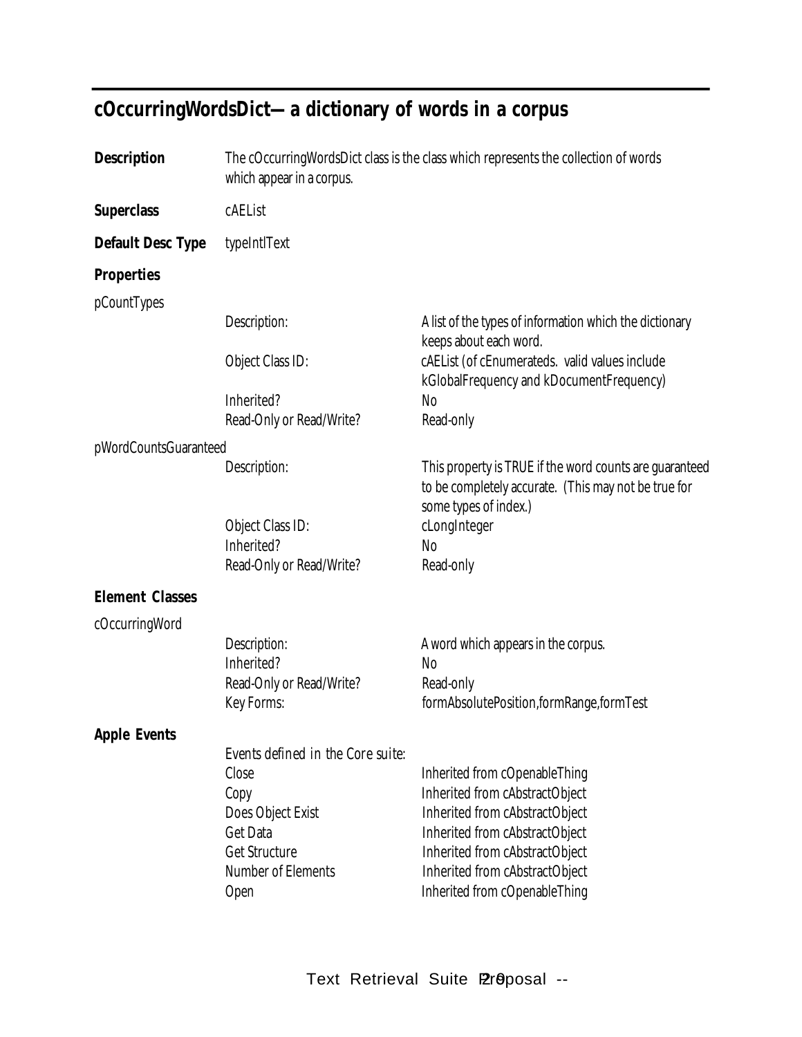## cOccurringWordsDict—a dictionary of words in a corpus

**Description** The cOccurringWordsDict class is the class which represents the collection of words which appear in a corpus.

**Superclass** cAEList

**Default Desc Type** typeIntlText

**Properties**

pCountTypes

| | |
|---|---|
| Description: | A list of the types of information which the dictionary keeps about each word. |
| Object Class ID: | cAEList (of cEnumerateds. valid values include kGlobalFrequency and kDocumentFrequency) |
| Inherited? | No |
| Read-Only or Read/Write? | Read-only |

pWordCountsGuaranteed

| | |
|---|---|
| Description: | This property is TRUE if the word counts are guaranteed to be completely accurate. (This may not be true for some types of index.) |
| Object Class ID: | cLongInteger |
| Inherited? | No |
| Read-Only or Read/Write? | Read-only |

**Element Classes**

cOccurringWord

| | |
|---|---|
| Description: | A word which appears in the corpus. |
| Inherited? | No |
| Read-Only or Read/Write? | Read-only |
| Key Forms: | formAbsolutePosition,formRange,formTest |

**Apple Events**

*Events defined in the Core suite:*

| | |
|---|---|
| Close | Inherited from cOpenableThing |
| Copy | Inherited from cAbstractObject |
| Does Object Exist | Inherited from cAbstractObject |
| Get Data | Inherited from cAbstractObject |
| Get Structure | Inherited from cAbstractObject |
| Number of Elements | Inherited from cAbstractObject |
| Open | Inherited from cOpenableThing |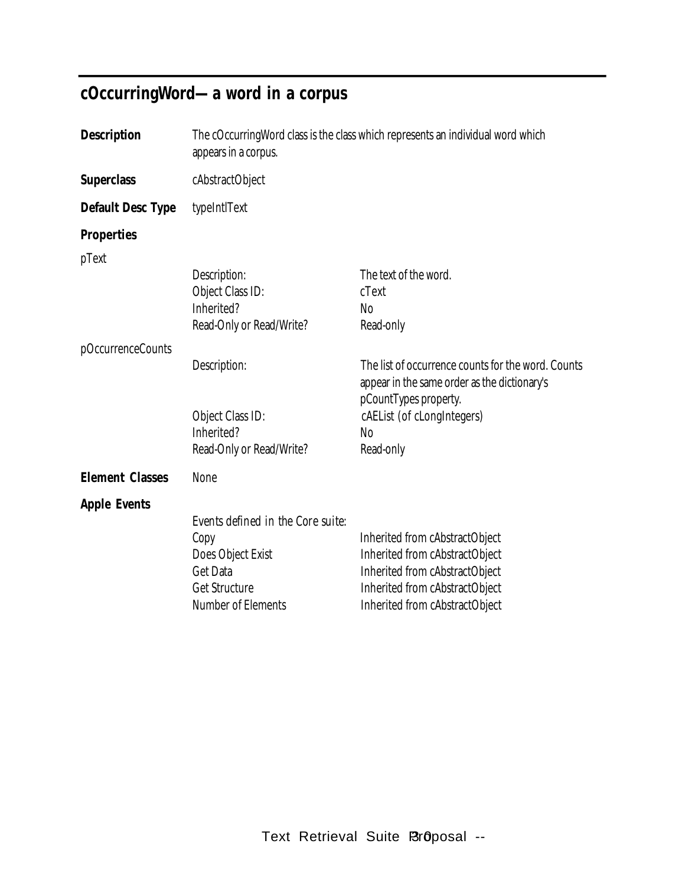## cOccurringWord—a word in a corpus

**Description** The cOccurringWord class is the class which represents an individual word which appears in a corpus.

**Superclass** cAbstractObject

**Default Desc Type** typeIntlText

**Properties**

pText

| | |
|---|---|
| Description: | The text of the word. |
| Object Class ID: | cText |
| Inherited? | No |
| Read-Only or Read/Write? | Read-only |

pOccurrenceCounts

| | |
|---|---|
| Description: | The list of occurrence counts for the word. Counts appear in the same order as the dictionary's pCountTypes property. |
| Object Class ID: | cAEList (of cLongIntegers) |
| Inherited? | No |
| Read-Only or Read/Write? | Read-only |

**Element Classes** None

**Apple Events**

Events defined in the Core suite:

| | |
|---|---|
| Copy | Inherited from cAbstractObject |
| Does Object Exist | Inherited from cAbstractObject |
| Get Data | Inherited from cAbstractObject |
| Get Structure | Inherited from cAbstractObject |
| Number of Elements | Inherited from cAbstractObject |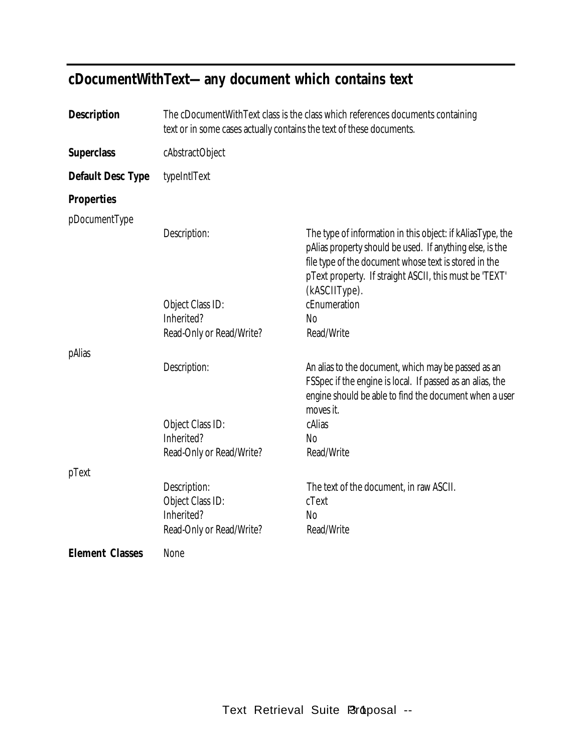## cDocumentWithText—any document which contains text

**Description** The cDocumentWithText class is the class which references documents containing text or in some cases actually contains the text of these documents.

**Superclass** cAbstractObject

**Default Desc Type** typeIntlText

**Properties**

pDocumentType

| | |
|---|---|
| Description: | The type of information in this object: if kAliasType, the pAlias property should be used. If anything else, is the file type of the document whose text is stored in the pText property. If straight ASCII, this must be 'TEXT' (kASCIIType). |
| Object Class ID: | cEnumeration |
| Inherited? | No |
| Read-Only or Read/Write? | Read/Write |

pAlias

| | |
|---|---|
| Description: | An alias to the document, which may be passed as an FSSpec if the engine is local. If passed as an alias, the engine should be able to find the document when a user moves it. |
| Object Class ID: | cAlias |
| Inherited? | No |
| Read-Only or Read/Write? | Read/Write |

pText

| | |
|---|---|
| Description: | The text of the document, in raw ASCII. |
| Object Class ID: | cText |
| Inherited? | No |
| Read-Only or Read/Write? | Read/Write |

**Element Classes** None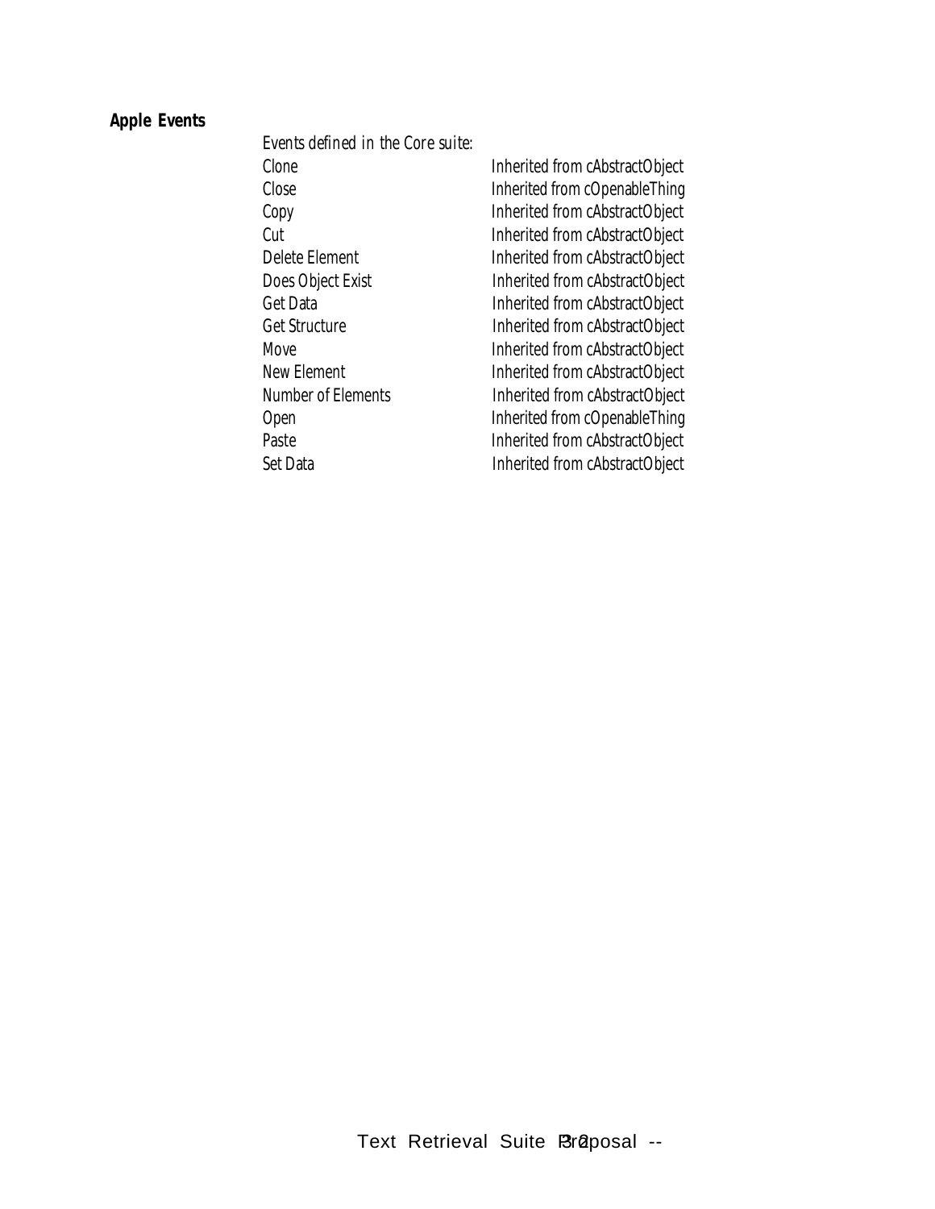**Apple Events**

*Events defined in the Core suite:*

| | |
|---|---|
| Clone | Inherited from cAbstractObject |
| Close | Inherited from cOpenableThing |
| Copy | Inherited from cAbstractObject |
| Cut | Inherited from cAbstractObject |
| Delete Element | Inherited from cAbstractObject |
| Does Object Exist | Inherited from cAbstractObject |
| Get Data | Inherited from cAbstractObject |
| Get Structure | Inherited from cAbstractObject |
| Move | Inherited from cAbstractObject |
| New Element | Inherited from cAbstractObject |
| Number of Elements | Inherited from cAbstractObject |
| Open | Inherited from cOpenableThing |
| Paste | Inherited from cAbstractObject |
| Set Data | Inherited from cAbstractObject |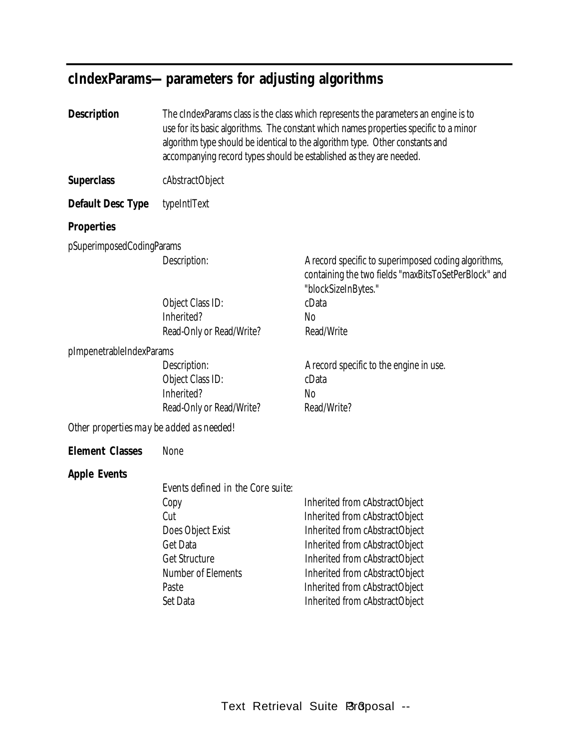## cIndexParams—parameters for adjusting algorithms

**Description** The cIndexParams class is the class which represents the parameters an engine is to use for its basic algorithms. The constant which names properties specific to a minor algorithm type should be identical to the algorithm type. Other constants and accompanying record types should be established as they are needed.

**Superclass** cAbstractObject

**Default Desc Type** typeIntlText

**Properties**

pSuperimposedCodingParams

| | |
|---|---|
| Description: | A record specific to superimposed coding algorithms, containing the two fields "maxBitsToSetPerBlock" and "blockSizeInBytes." |
| Object Class ID: | cData |
| Inherited? | No |
| Read-Only or Read/Write? | Read/Write |

pImpenetrableIndexParams

| | |
|---|---|
| Description: | A record specific to the engine in use. |
| Object Class ID: | cData |
| Inherited? | No |
| Read-Only or Read/Write? | Read/Write? |

*Other properties may be added as needed!*

**Element Classes** None

**Apple Events**

*Events defined in the Core suite:*

| | |
|---|---|
| Copy | Inherited from cAbstractObject |
| Cut | Inherited from cAbstractObject |
| Does Object Exist | Inherited from cAbstractObject |
| Get Data | Inherited from cAbstractObject |
| Get Structure | Inherited from cAbstractObject |
| Number of Elements | Inherited from cAbstractObject |
| Paste | Inherited from cAbstractObject |
| Set Data | Inherited from cAbstractObject |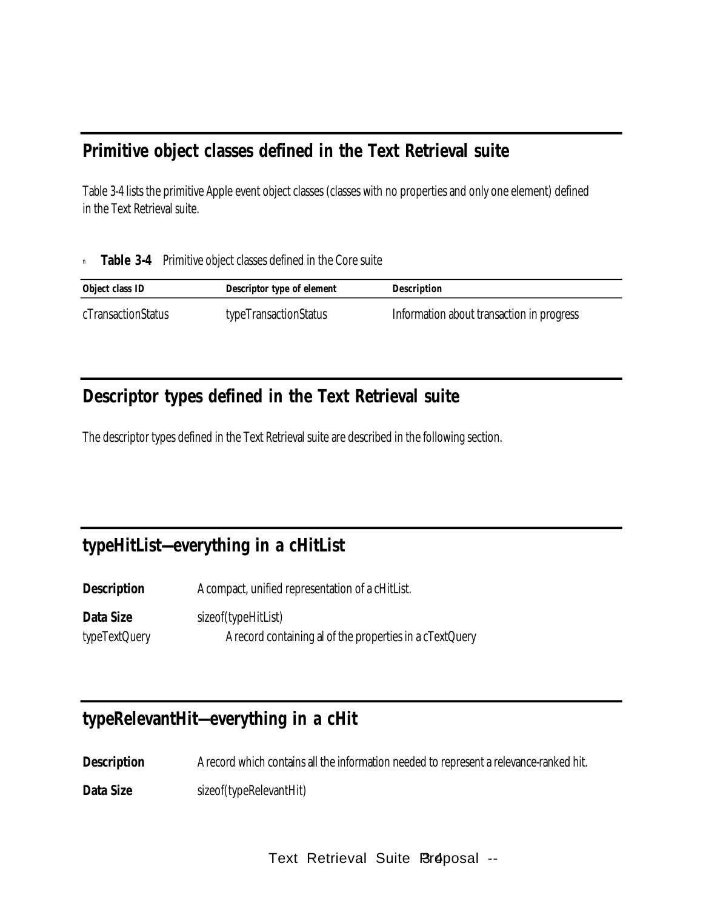## Primitive object classes defined in the Text Retrieval suite

Table 3-4 lists the primitive Apple event object classes (classes with no properties and only one element) defined in the Text Retrieval suite.

**Table 3-4** Primitive object classes defined in the Core suite

| Object class ID | Descriptor type of element | Description |
| --- | --- | --- |
| cTransactionStatus | typeTransactionStatus | Information about transaction in progress |

## Descriptor types defined in the Text Retrieval suite

The descriptor types defined in the Text Retrieval suite are described in the following section.

## typeHitList—everything in a cHitList

**Description** A compact, unified representation of a cHitList.

**Data Size** sizeof(typeHitList)

typeTextQuery A record containing al of the properties in a cTextQuery

## typeRelevantHit—everything in a cHit

**Description** A record which contains all the information needed to represent a relevance-ranked hit.

**Data Size** sizeof(typeRelevantHit)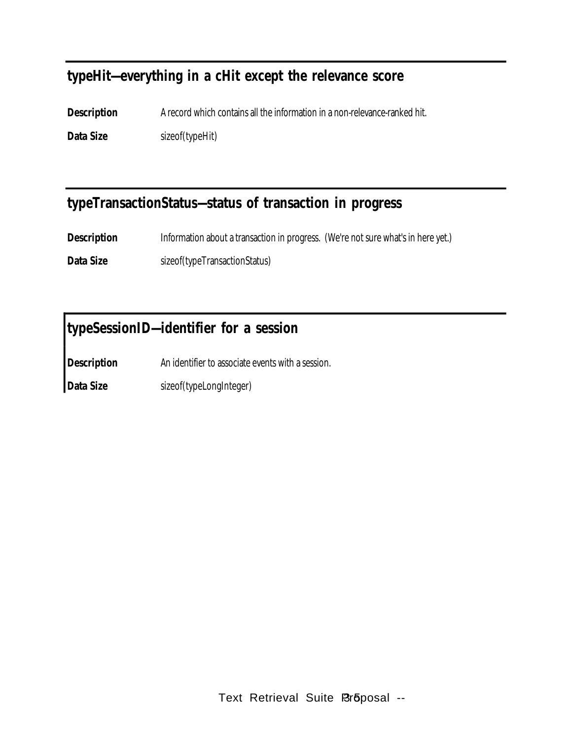## typeHit—everything in a cHit except the relevance score

**Description** A record which contains all the information in a non-relevance-ranked hit.

**Data Size** sizeof(typeHit)

## typeTransactionStatus—status of transaction in progress

**Description** Information about a transaction in progress. (We're not sure what's in here yet.)

**Data Size** sizeof(typeTransactionStatus)

## typeSessionID—identifier for a session

**Description** An identifier to associate events with a session.

**Data Size** sizeof(typeLongInteger)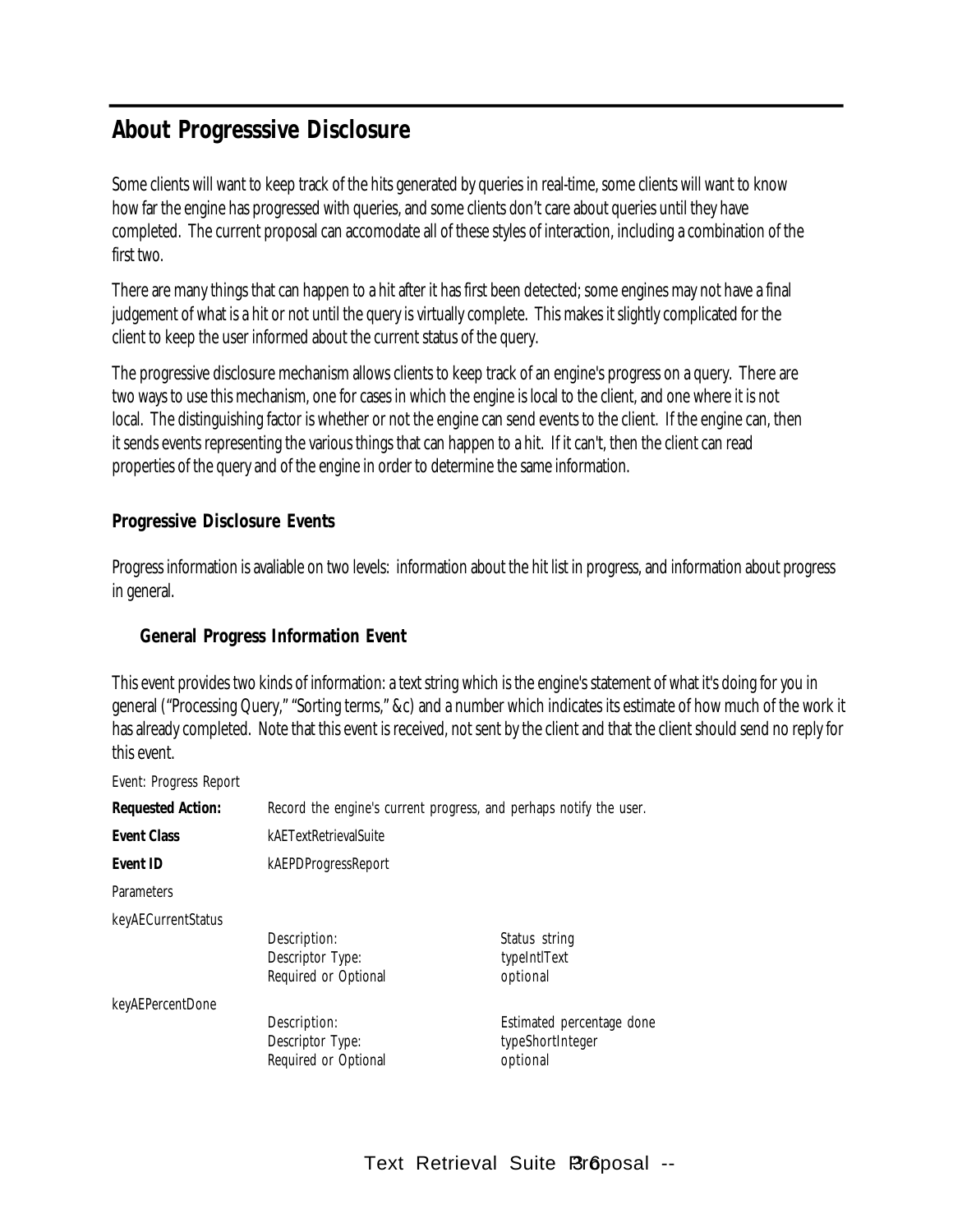## About Progresssive Disclosure

Some clients will want to keep track of the hits generated by queries in real-time, some clients will want to know how far the engine has progressed with queries, and some clients don't care about queries until they have completed. The current proposal can accomodate all of these styles of interaction, including a combination of the first two.

There are many things that can happen to a hit after it has first been detected; some engines may not have a final judgement of what is a hit or not until the query is virtually complete. This makes it slightly complicated for the client to keep the user informed about the current status of the query.

The progressive disclosure mechanism allows clients to keep track of an engine's progress on a query. There are two ways to use this mechanism, one for cases in which the engine is local to the client, and one where it is not local. The distinguishing factor is whether or not the engine can send events to the client. If the engine can, then it sends events representing the various things that can happen to a hit. If it can't, then the client can read properties of the query and of the engine in order to determine the same information.

### Progressive Disclosure Events

Progress information is avaliable on two levels: information about the hit list in progress, and information about progress in general.

#### General Progress Information Event

This event provides two kinds of information: a text string which is the engine's statement of what it's doing for you in general ("Processing Query," "Sorting terms," &c) and a number which indicates its estimate of how much of the work it has already completed. Note that this event is received, not sent by the client and that the client should send no reply for this event.

Event: Progress Report

**Requested Action:** Record the engine's current progress, and perhaps notify the user.

**Event Class** kAETextRetrievalSuite

**Event ID** kAEPDProgressReport

Parameters

keyAECurrentStatus

| | |
|---|---|
| Description: | Status string |
| Descriptor Type: | typeIntlText |
| Required or Optional | optional |

keyAEPercentDone

| | |
|---|---|
| Description: | Estimated percentage done |
| Descriptor Type: | typeShortInteger |
| Required or Optional | optional |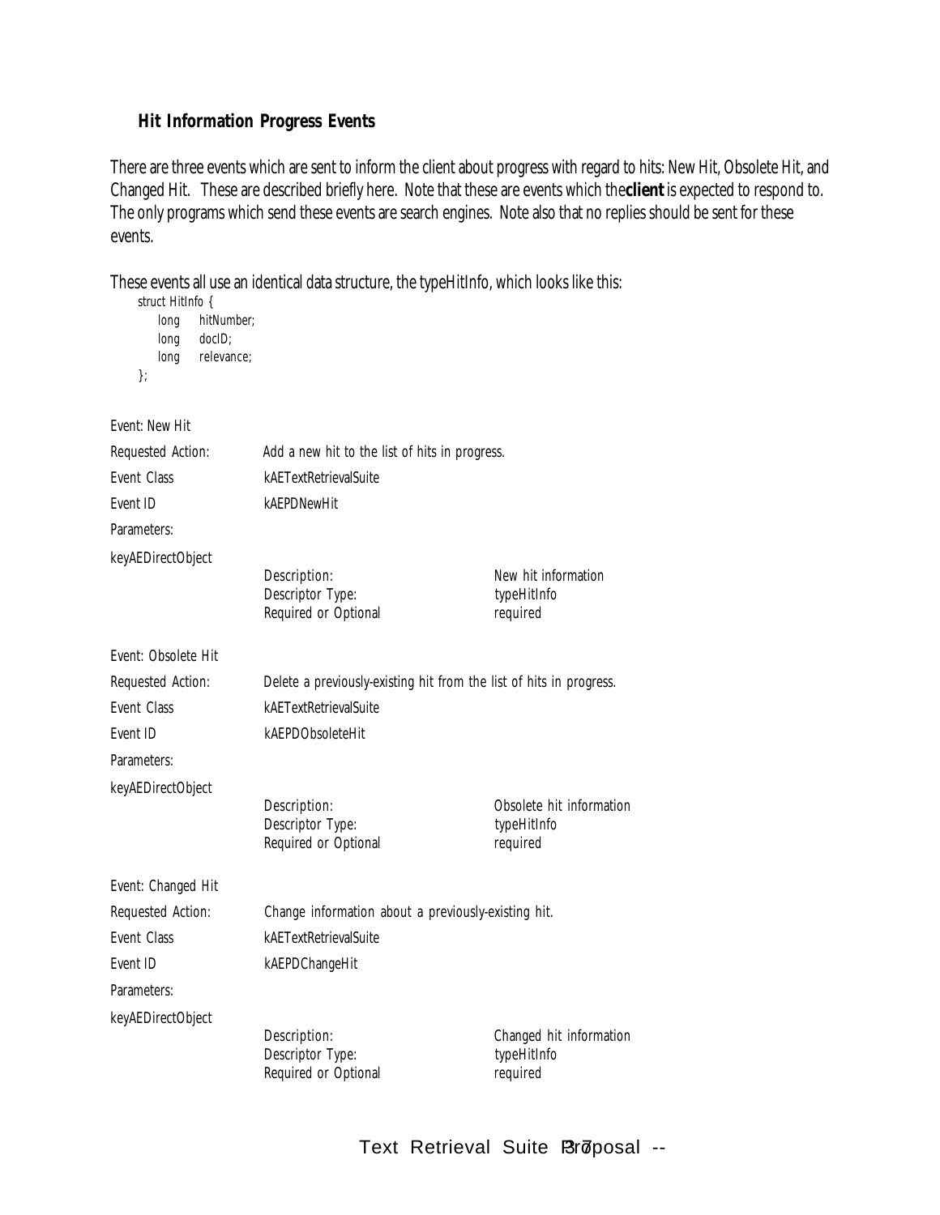### Hit Information Progress Events

There are three events which are sent to inform the client about progress with regard to hits: New Hit, Obsolete Hit, and Changed Hit. These are described briefly here. Note that these are events which the **client** is expected to respond to. The only programs which send these events are search engines. Note also that no replies should be sent for these events.

These events all use an identical data structure, the typeHitInfo, which looks like this:

```
struct HitInfo {
    long    hitNumber;
    long    docID;
    long    relevance;
};
```

Event: New Hit

Requested Action: Add a new hit to the list of hits in progress.

Event Class: kAETextRetrievalSuite

Event ID: kAEPDNewHit

Parameters:

keyAEDirectObject

| | |
|---|---|
| Description: | New hit information |
| Descriptor Type: | typeHitInfo |
| Required or Optional | required |

Event: Obsolete Hit

Requested Action: Delete a previously-existing hit from the list of hits in progress.

Event Class: kAETextRetrievalSuite

Event ID: kAEPDObsoleteHit

Parameters:

keyAEDirectObject

| | |
|---|---|
| Description: | Obsolete hit information |
| Descriptor Type: | typeHitInfo |
| Required or Optional | required |

Event: Changed Hit

Requested Action: Change information about a previously-existing hit.

Event Class: kAETextRetrievalSuite

Event ID: kAEPDChangeHit

Parameters:

keyAEDirectObject

| | |
|---|---|
| Description: | Changed hit information |
| Descriptor Type: | typeHitInfo |
| Required or Optional | required |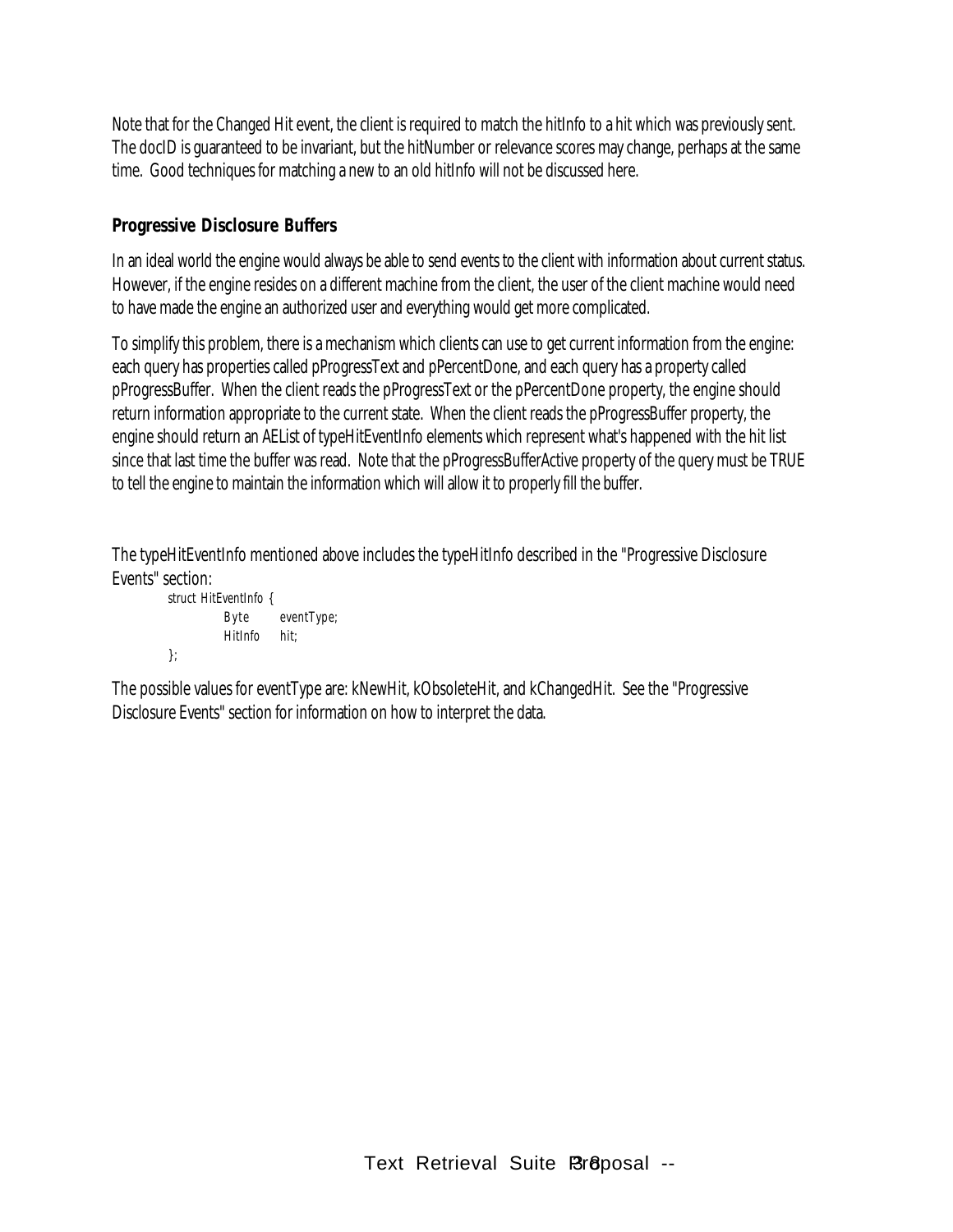Note that for the Changed Hit event, the client is required to match the hitInfo to a hit which was previously sent. The docID is guaranteed to be invariant, but the hitNumber or relevance scores may change, perhaps at the same time. Good techniques for matching a new to an old hitInfo will not be discussed here.

### Progressive Disclosure Buffers

In an ideal world the engine would always be able to send events to the client with information about current status. However, if the engine resides on a different machine from the client, the user of the client machine would need to have made the engine an authorized user and everything would get more complicated.

To simplify this problem, there is a mechanism which clients can use to get current information from the engine: each query has properties called pProgressText and pPercentDone, and each query has a property called pProgressBuffer. When the client reads the pProgressText or the pPercentDone property, the engine should return information appropriate to the current state. When the client reads the pProgressBuffer property, the engine should return an AEList of typeHitEventInfo elements which represent what's happened with the hit list since that last time the buffer was read. Note that the pProgressBufferActive property of the query must be TRUE to tell the engine to maintain the information which will allow it to properly fill the buffer.

The typeHitEventInfo mentioned above includes the typeHitInfo described in the "Progressive Disclosure Events" section:

```
struct HitEventInfo {
        Byte      eventType;
        HitInfo   hit;
};
```

The possible values for eventType are: kNewHit, kObsoleteHit, and kChangedHit. See the "Progressive Disclosure Events" section for information on how to interpret the data.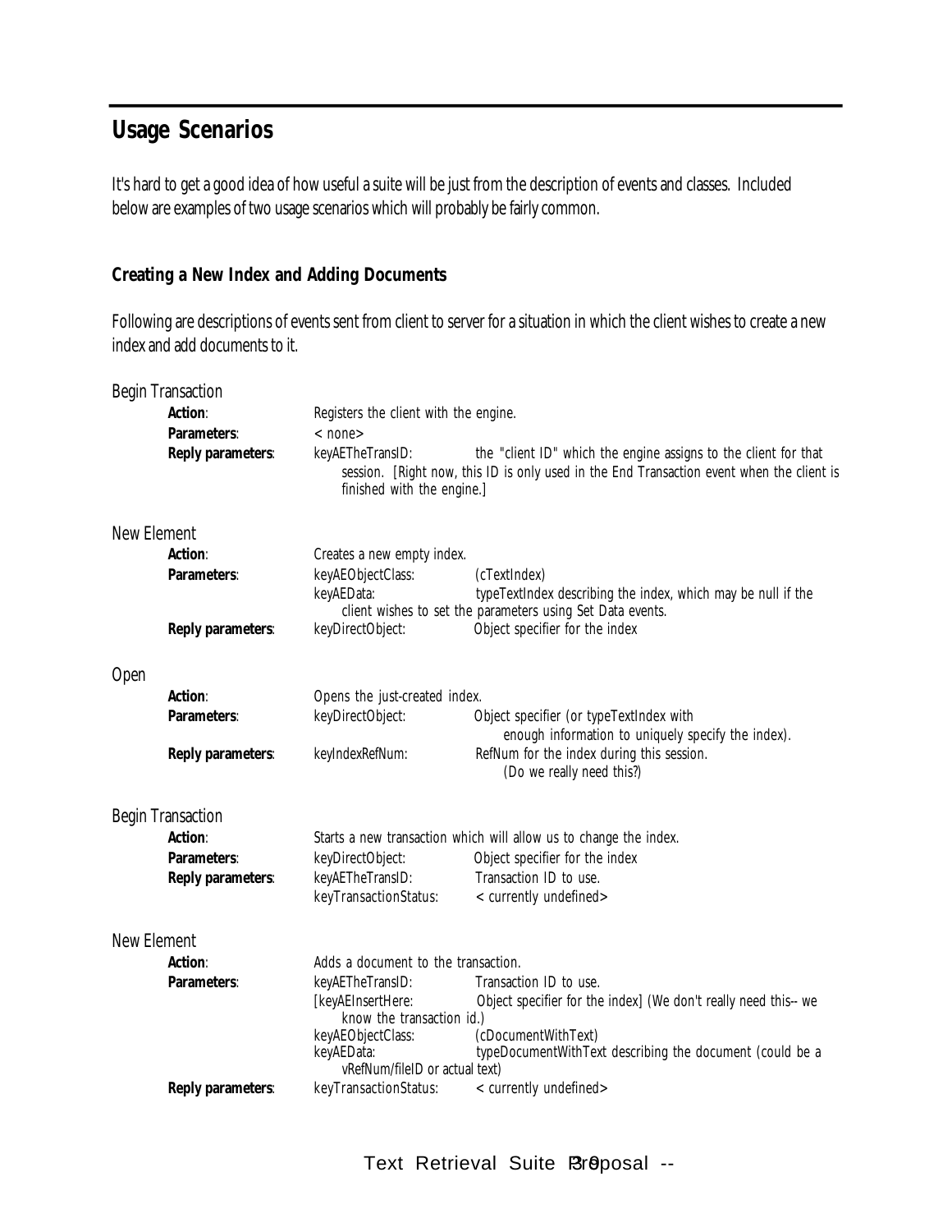## Usage Scenarios

It's hard to get a good idea of how useful a suite will be just from the description of events and classes. Included below are examples of two usage scenarios which will probably be fairly common.

### Creating a New Index and Adding Documents

Following are descriptions of events sent from client to server for a situation in which the client wishes to create a new index and add documents to it.

**Begin Transaction**

- **Action**: Registers the client with the engine.
- **Parameters**: < none>
- **Reply parameters**: keyAETheTransID: the "client ID" which the engine assigns to the client for that session. [Right now, this ID is only used in the End Transaction event when the client is finished with the engine.]

**New Element**

- **Action**: Creates a new empty index.
- **Parameters**:
  - keyAEObjectClass: (cTextIndex)
  - keyAEData: typeTextIndex describing the index, which may be null if the client wishes to set the parameters using Set Data events.
- **Reply parameters**: keyDirectObject: Object specifier for the index

**Open**

- **Action**: Opens the just-created index.
- **Parameters**: keyDirectObject: Object specifier (or typeTextIndex with enough information to uniquely specify the index).
- **Reply parameters**: keyIndexRefNum: RefNum for the index during this session. (Do we really need this?)

**Begin Transaction**

- **Action**: Starts a new transaction which will allow us to change the index.
- **Parameters**: keyDirectObject: Object specifier for the index
- **Reply parameters**:
  - keyAETheTransID: Transaction ID to use.
  - keyTransactionStatus: < currently undefined>

**New Element**

- **Action**: Adds a document to the transaction.
- **Parameters**:
  - keyAETheTransID: Transaction ID to use.
  - [keyAEInsertHere: Object specifier for the index] (We don't really need this-- we know the transaction id.)
  - keyAEObjectClass: (cDocumentWithText)
  - keyAEData: typeDocumentWithText describing the document (could be a vRefNum/fileID or actual text)
- **Reply parameters**: keyTransactionStatus: < currently undefined>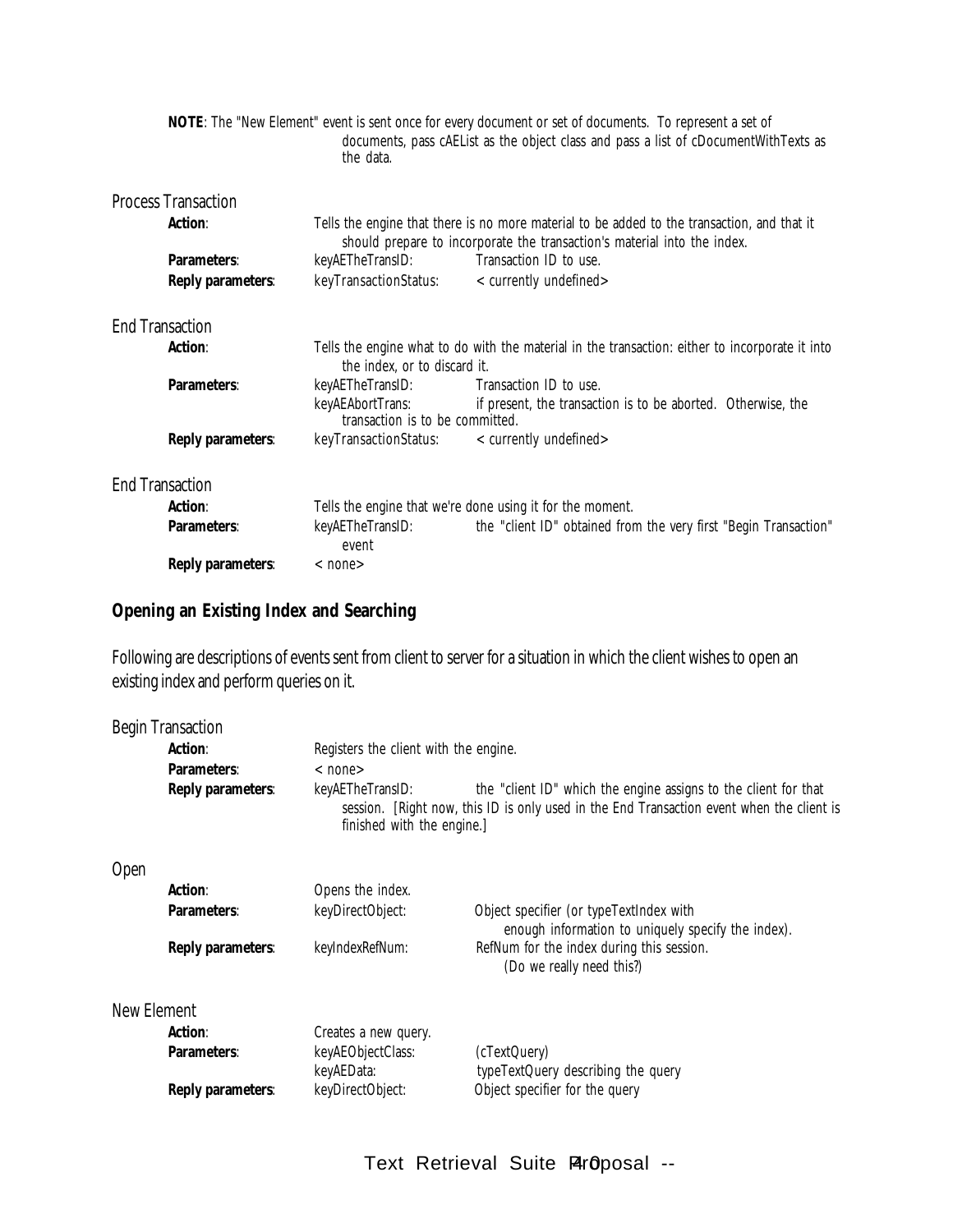**NOTE**: The "New Element" event is sent once for every document or set of documents. To represent a set of documents, pass cAEList as the object class and pass a list of cDocumentWithTexts as the data.

Process Transaction

| | | |
|---|---|---|
| **Action**: | Tells the engine that there is no more material to be added to the transaction, and that it should prepare to incorporate the transaction's material into the index. | |
| **Parameters**: | keyAETheTransID: | Transaction ID to use. |
| **Reply parameters**: | keyTransactionStatus: | < currently undefined> |

End Transaction

| | | |
|---|---|---|
| **Action**: | Tells the engine what to do with the material in the transaction: either to incorporate it into the index, or to discard it. | |
| **Parameters**: | keyAETheTransID: | Transaction ID to use. |
| | keyAEAbortTrans: | if present, the transaction is to be aborted. Otherwise, the transaction is to be committed. |
| **Reply parameters**: | keyTransactionStatus: | < currently undefined> |

End Transaction

| | | |
|---|---|---|
| **Action**: | Tells the engine that we're done using it for the moment. | |
| **Parameters**: | keyAETheTransID: | the "client ID" obtained from the very first "Begin Transaction" event |
| **Reply parameters**: | < none> | |

## Opening an Existing Index and Searching

Following are descriptions of events sent from client to server for a situation in which the client wishes to open an existing index and perform queries on it.

Begin Transaction

| | | |
|---|---|---|
| **Action**: | Registers the client with the engine. | |
| **Parameters**: | < none> | |
| **Reply parameters**: | keyAETheTransID: | the "client ID" which the engine assigns to the client for that session. [Right now, this ID is only used in the End Transaction event when the client is finished with the engine.] |

Open

| | | |
|---|---|---|
| **Action**: | Opens the index. | |
| **Parameters**: | keyDirectObject: | Object specifier (or typeTextIndex with enough information to uniquely specify the index). |
| **Reply parameters**: | keyIndexRefNum: | RefNum for the index during this session. (Do we really need this?) |

New Element

| | | |
|---|---|---|
| **Action**: | Creates a new query. | |
| **Parameters**: | keyAEObjectClass: | (cTextQuery) |
| | keyAEData: | typeTextQuery describing the query |
| **Reply parameters**: | keyDirectObject: | Object specifier for the query |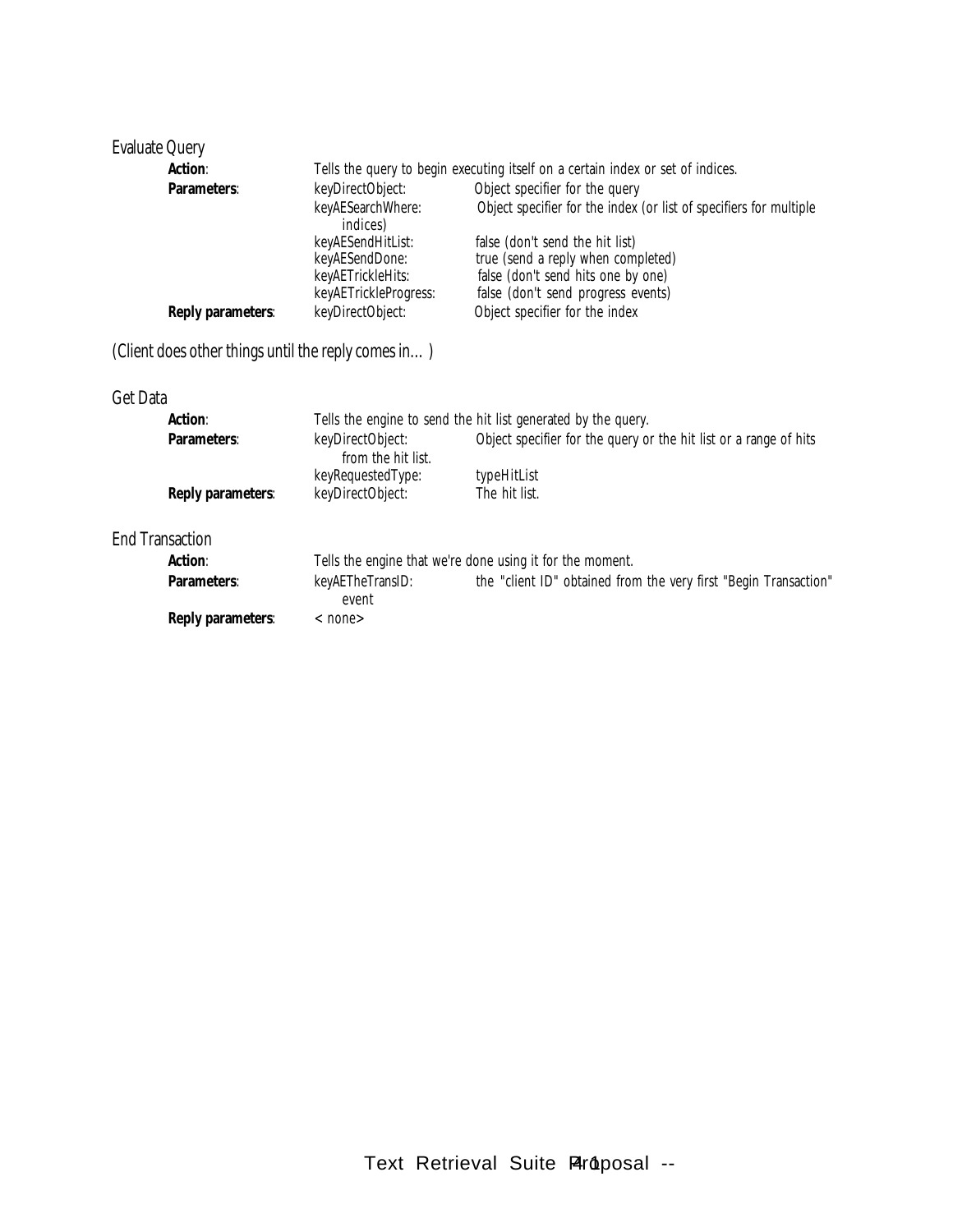### Evaluate Query

| | | |
|---|---|---|
| **Action**: | Tells the query to begin executing itself on a certain index or set of indices. | |
| **Parameters**: | keyDirectObject: | Object specifier for the query |
| | keyAESearchWhere: | Object specifier for the index (or list of specifiers for multiple indices) |
| | keyAESendHitList: | false (don't send the hit list) |
| | keyAESendDone: | true (send a reply when completed) |
| | keyAETrickleHits: | false (don't send hits one by one) |
| | keyAETrickleProgress: | false (don't send progress events) |
| **Reply parameters**: | keyDirectObject: | Object specifier for the index |

(Client does other things until the reply comes in… )

### Get Data

| | | |
|---|---|---|
| **Action**: | Tells the engine to send the hit list generated by the query. | |
| **Parameters**: | keyDirectObject: | Object specifier for the query or the hit list or a range of hits from the hit list. |
| | keyRequestedType: | typeHitList |
| **Reply parameters**: | keyDirectObject: | The hit list. |

### End Transaction

| | | |
|---|---|---|
| **Action**: | Tells the engine that we're done using it for the moment. | |
| **Parameters**: | keyAETheTransID: | the "client ID" obtained from the very first "Begin Transaction" event |
| **Reply parameters**: | < none> | |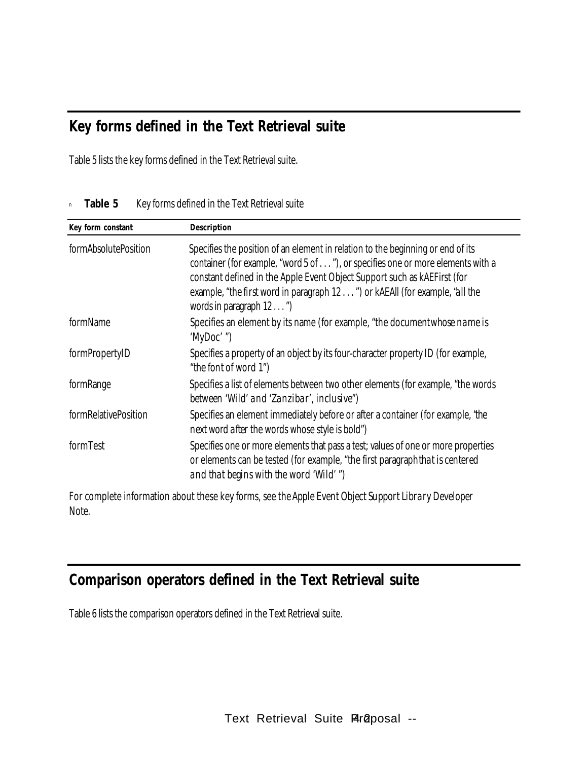## Key forms defined in the Text Retrieval suite

Table 5 lists the key forms defined in the Text Retrieval suite.

**Table 5** Key forms defined in the Text Retrieval suite

| Key form constant | Description |
|---|---|
| formAbsolutePosition | Specifies the position of an element in relation to the beginning or end of its container (for example, "word 5 of . . . "), or specifies one or more elements with a constant defined in the Apple Event Object Support such as kAEFirst (for example, "the *first* word in paragraph 12 . . . ") or kAEAll (for example, "*all* the words in paragraph 12 . . . ") |
| formName | Specifies an element by its name (for example, "the document *whose name is* 'MyDoc' ") |
| formPropertyID | Specifies a property of an object by its four-character property ID (for example, "the font of word 1") |
| formRange | Specifies a list of elements between two other elements (for example, "the words between 'Wild' *and* 'Zanzibar', *inclusive*") |
| formRelativePosition | Specifies an element immediately before or after a container (for example, "the next word *after* the words whose style is bold") |
| formTest | Specifies one or more elements that pass a test; values of one or more properties or elements can be tested (for example, "the first paragraph *that* is centered *and that* begins with the word 'Wild' ") |

For complete information about these key forms, see the *Apple Event Object Support Library* Developer Note.

## Comparison operators defined in the Text Retrieval suite

Table 6 lists the comparison operators defined in the Text Retrieval suite.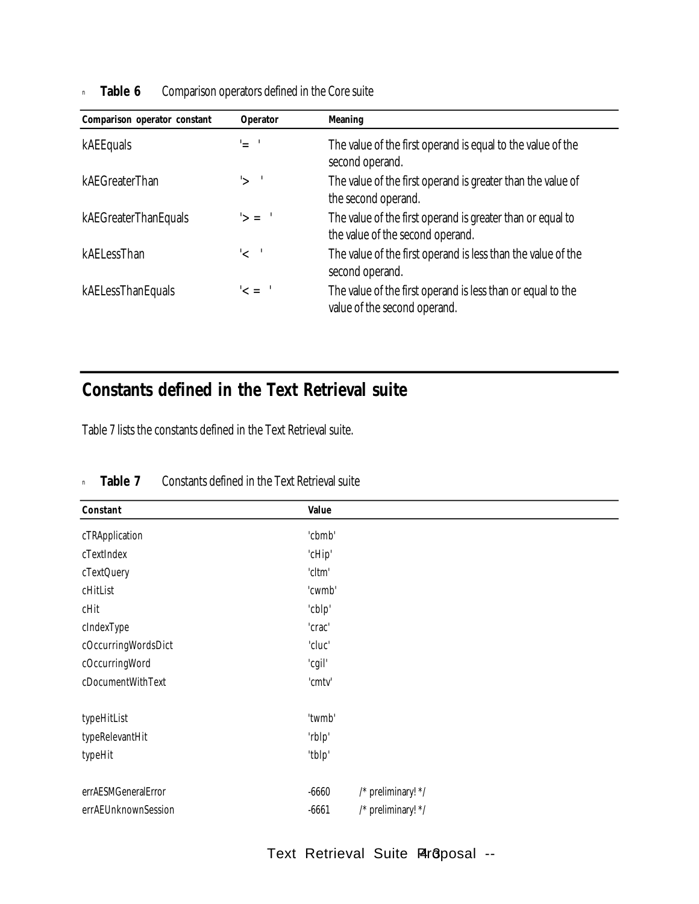**Table 6** Comparison operators defined in the Core suite

| Comparison operator constant | Operator | Meaning |
|---|---|---|
| kAEEquals | '= ' | The value of the first operand is equal to the value of the second operand. |
| kAEGreaterThan | '> ' | The value of the first operand is greater than the value of the second operand. |
| kAEGreaterThanEquals | '>= ' | The value of the first operand is greater than or equal to the value of the second operand. |
| kAELessThan | '< ' | The value of the first operand is less than the value of the second operand. |
| kAELessThanEquals | '<= ' | The value of the first operand is less than or equal to the value of the second operand. |

## Constants defined in the Text Retrieval suite

Table 7 lists the constants defined in the Text Retrieval suite.

**Table 7** Constants defined in the Text Retrieval suite

| Constant | Value |
|---|---|
| cTRApplication | 'cbmb' |
| cTextIndex | 'cHip' |
| cTextQuery | 'cltm' |
| cHitList | 'cwmb' |
| cHit | 'cblp' |
| cIndexType | 'crac' |
| cOccurringWordsDict | 'cluc' |
| cOccurringWord | 'cgil' |
| cDocumentWithText | 'cmtv' |
| | |
| typeHitList | 'twmb' |
| typeRelevantHit | 'rblp' |
| typeHit | 'tblp' |
| | |
| errAESMGeneralError | -6660 /* preliminary! */ |
| errAEUnknownSession | -6661 /* preliminary! */ |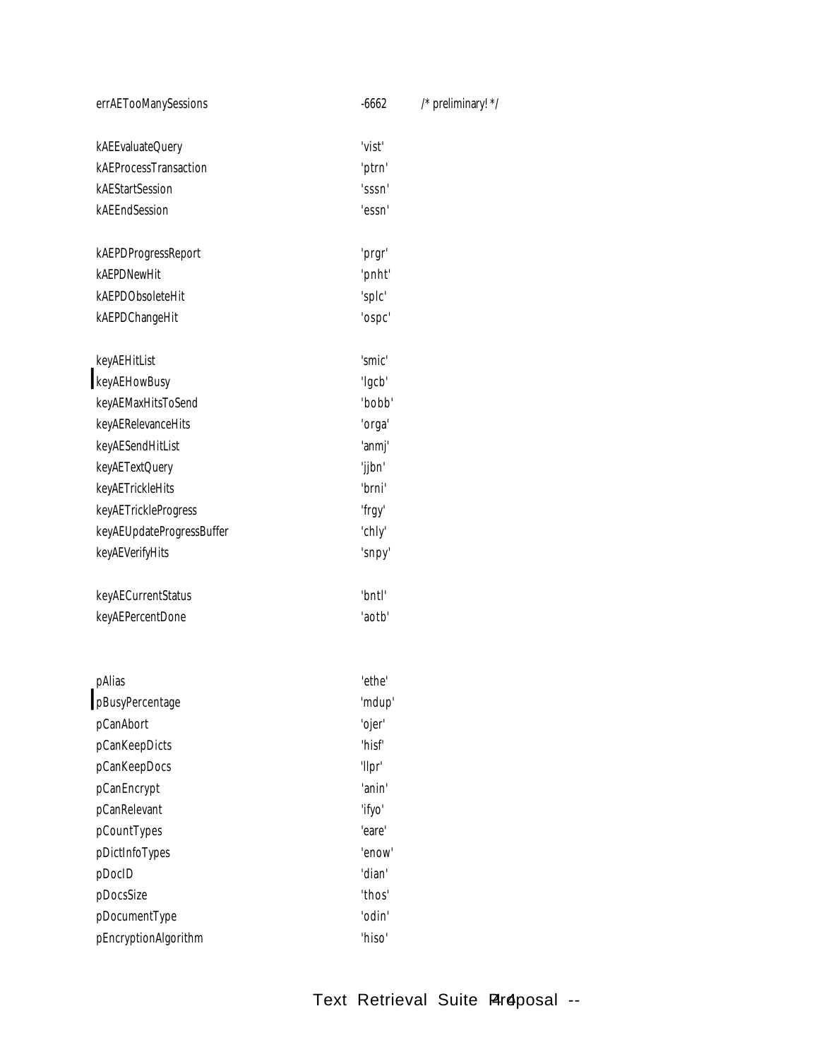```
errAETooManySessions          -6662     /* preliminary! */

kAEEvaluateQuery              'vist'
kAEProcessTransaction         'ptrn'
kAEStartSession               'sssn'
kAEEndSession                 'essn'

kAEPDProgressReport           'prgr'
kAEPDNewHit                   'pnht'
kAEPDObsoleteHit              'splc'
kAEPDChangeHit                'ospc'

keyAEHitList                  'smic'
keyAEHowBusy                  'lgcb'
keyAEMaxHitsToSend            'bobb'
keyAERelevanceHits            'orga'
keyAESendHitList              'anmj'
keyAETextQuery                'jjbn'
keyAETrickleHits              'brni'
keyAETrickleProgress          'frgy'
keyAEUpdateProgressBuffer     'chly'
keyAEVerifyHits               'snpy'

keyAECurrentStatus            'bntl'
keyAEPercentDone              'aotb'


pAlias                        'ethe'
pBusyPercentage               'mdup'
pCanAbort                     'ojer'
pCanKeepDicts                 'hisf'
pCanKeepDocs                  'llpr'
pCanEncrypt                   'anin'
pCanRelevant                  'ifyo'
pCountTypes                   'eare'
pDictInfoTypes                'enow'
pDocID                        'dian'
pDocsSize                     'thos'
pDocumentType                 'odin'
pEncryptionAlgorithm          'hiso'
```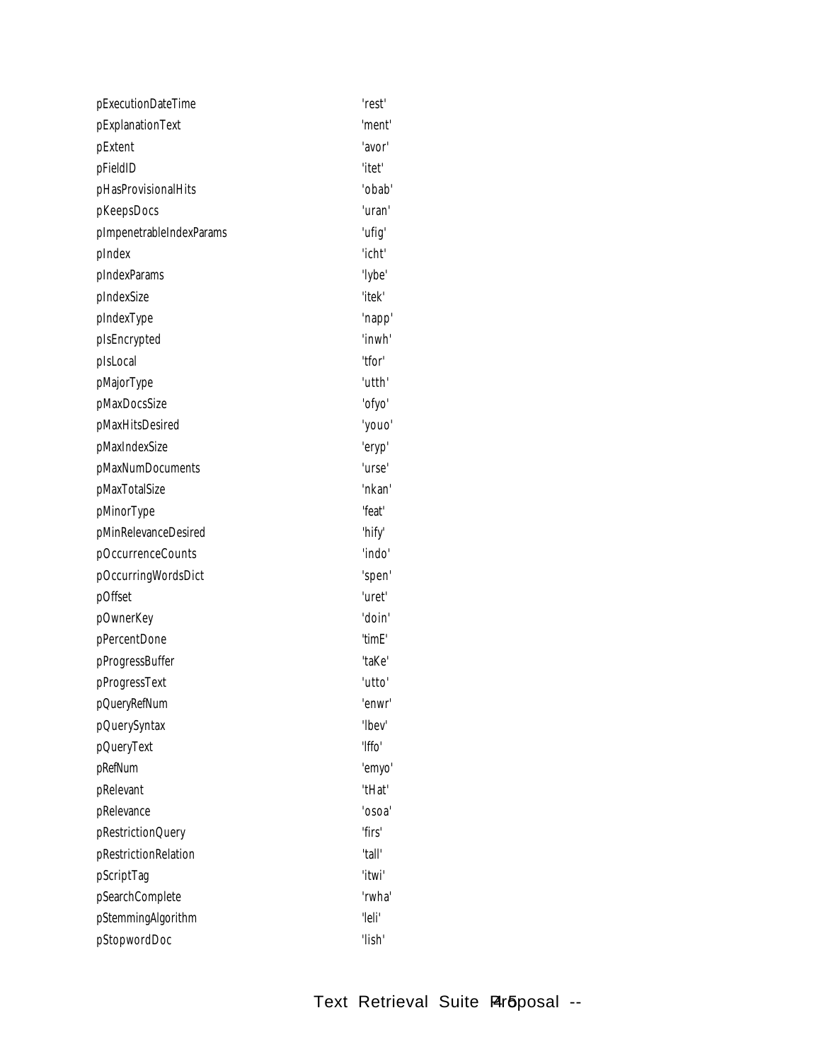| | |
|---|---|
| pExecutionDateTime | 'rest' |
| pExplanationText | 'ment' |
| pExtent | 'avor' |
| pFieldID | 'itet' |
| pHasProvisionalHits | 'obab' |
| pKeepsDocs | 'uran' |
| pImpenetrableIndexParams | 'ufig' |
| pIndex | 'icht' |
| pIndexParams | 'lybe' |
| pIndexSize | 'itek' |
| pIndexType | 'napp' |
| pIsEncrypted | 'inwh' |
| pIsLocal | 'tfor' |
| pMajorType | 'utth' |
| pMaxDocsSize | 'ofyo' |
| pMaxHitsDesired | 'youo' |
| pMaxIndexSize | 'eryp' |
| pMaxNumDocuments | 'urse' |
| pMaxTotalSize | 'nkan' |
| pMinorType | 'feat' |
| pMinRelevanceDesired | 'hify' |
| pOccurrenceCounts | 'indo' |
| pOccurringWordsDict | 'spen' |
| pOffset | 'uret' |
| pOwnerKey | 'doin' |
| pPercentDone | 'timE' |
| pProgressBuffer | 'taKe' |
| pProgressText | 'utto' |
| pQueryRefNum | 'enwr' |
| pQuerySyntax | 'lbev' |
| pQueryText | 'lffo' |
| pRefNum | 'emyo' |
| pRelevant | 'tHat' |
| pRelevance | 'osoa' |
| pRestrictionQuery | 'firs' |
| pRestrictionRelation | 'tall' |
| pScriptTag | 'itwi' |
| pSearchComplete | 'rwha' |
| pStemmingAlgorithm | 'leli' |
| pStopwordDoc | 'lish' |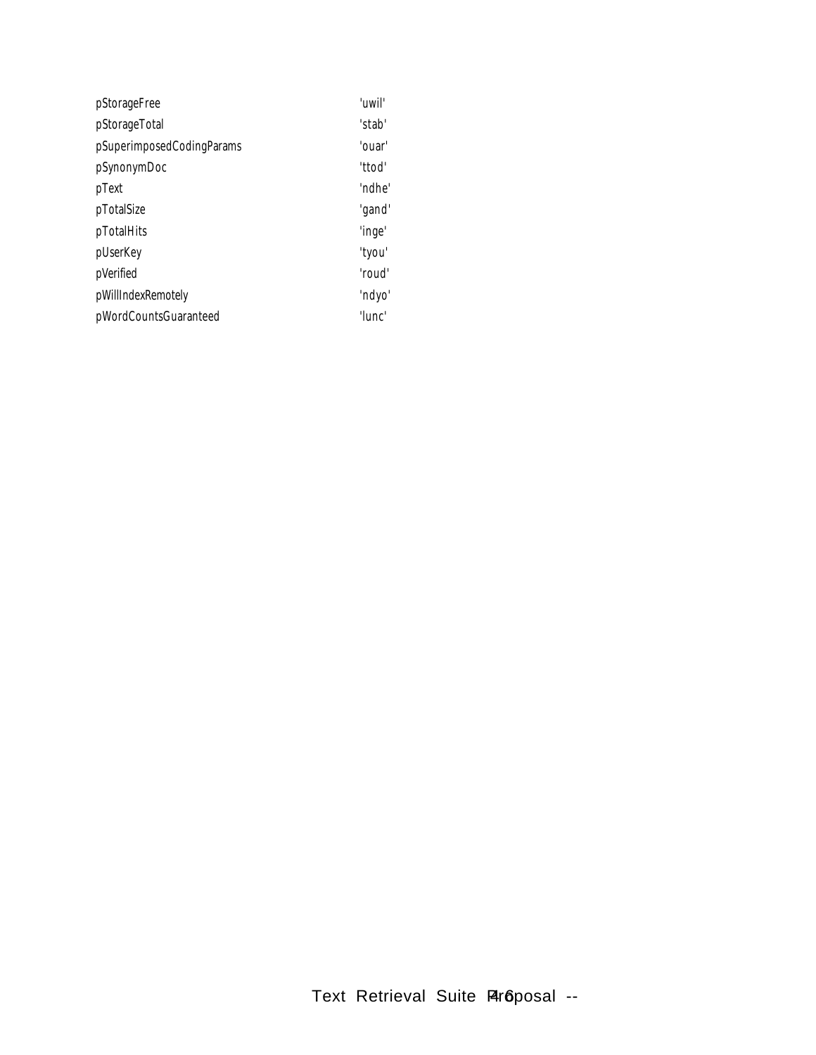| | |
|---|---|
| pStorageFree | 'uwil' |
| pStorageTotal | 'stab' |
| pSuperimposedCodingParams | 'ouar' |
| pSynonymDoc | 'ttod' |
| pText | 'ndhe' |
| pTotalSize | 'gand' |
| pTotalHits | 'inge' |
| pUserKey | 'tyou' |
| pVerified | 'roud' |
| pWillIndexRemotely | 'ndyo' |
| pWordCountsGuaranteed | 'lunc' |